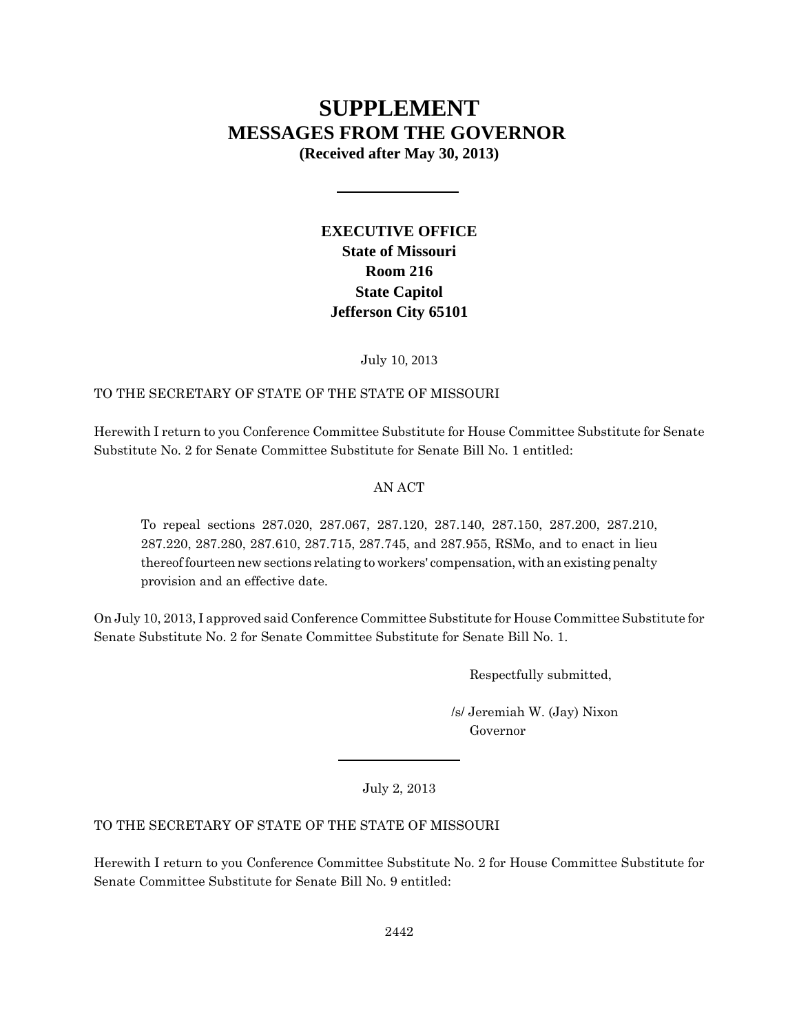# SUPPLEMENT
## MESSAGES FROM THE GOVERNOR
**(Received after May 30, 2013)**

---

**EXECUTIVE OFFICE**
**State of Missouri**
**Room 216**
**State Capitol**
**Jefferson City 65101**

July 10, 2013

TO THE SECRETARY OF STATE OF THE STATE OF MISSOURI

Herewith I return to you Conference Committee Substitute for House Committee Substitute for Senate Substitute No. 2 for Senate Committee Substitute for Senate Bill No. 1 entitled:

AN ACT

> To repeal sections 287.020, 287.067, 287.120, 287.140, 287.150, 287.200, 287.210, 287.220, 287.280, 287.610, 287.715, 287.745, and 287.955, RSMo, and to enact in lieu thereof fourteen new sections relating to workers' compensation, with an existing penalty provision and an effective date.

On July 10, 2013, I approved said Conference Committee Substitute for House Committee Substitute for Senate Substitute No. 2 for Senate Committee Substitute for Senate Bill No. 1.

Respectfully submitted,

/s/ Jeremiah W. (Jay) Nixon
Governor

---

July 2, 2013

TO THE SECRETARY OF STATE OF THE STATE OF MISSOURI

Herewith I return to you Conference Committee Substitute No. 2 for House Committee Substitute for Senate Committee Substitute for Senate Bill No. 9 entitled: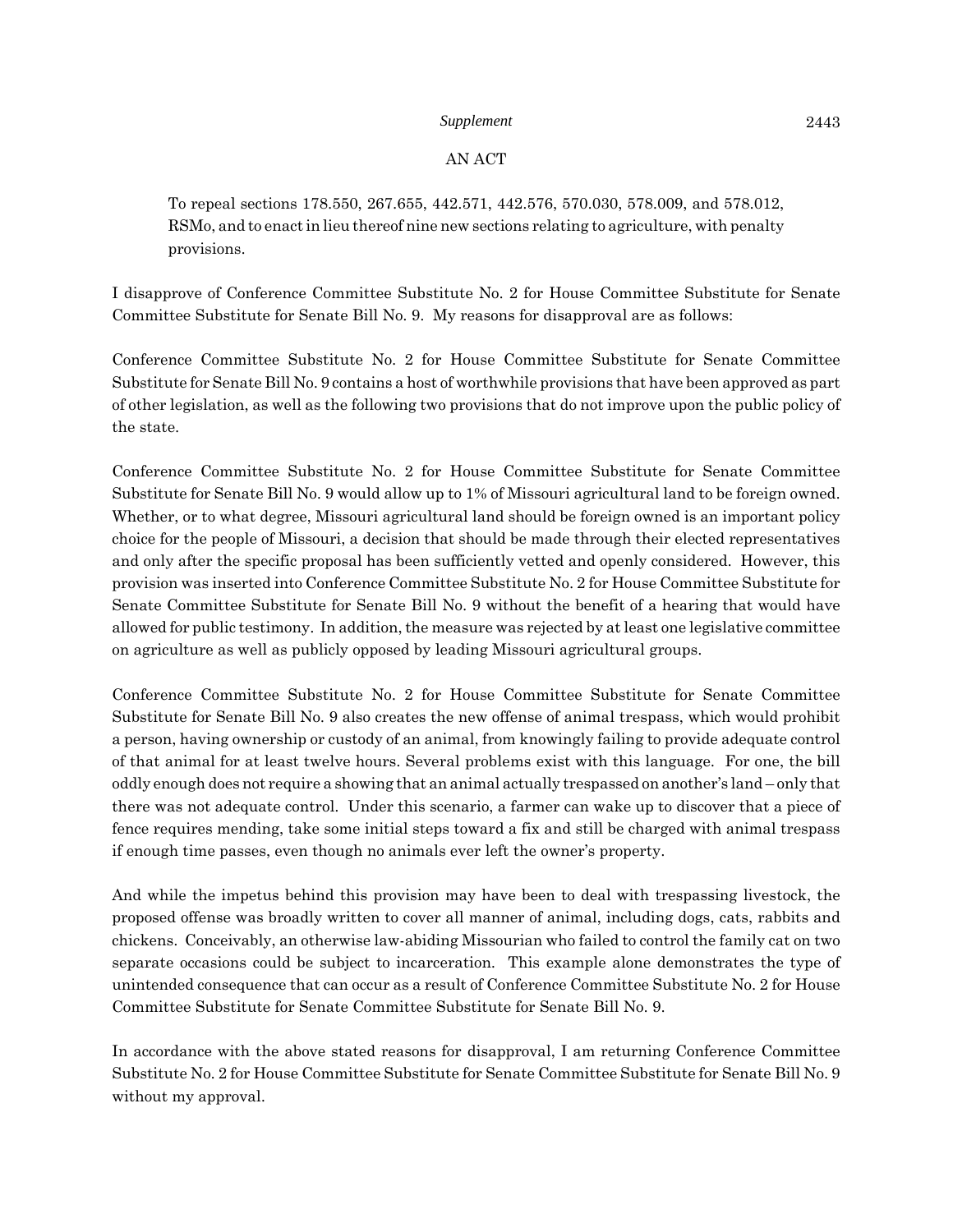AN ACT

> To repeal sections 178.550, 267.655, 442.571, 442.576, 570.030, 578.009, and 578.012, RSMo, and to enact in lieu thereof nine new sections relating to agriculture, with penalty provisions.

I disapprove of Conference Committee Substitute No. 2 for House Committee Substitute for Senate Committee Substitute for Senate Bill No. 9. My reasons for disapproval are as follows:

Conference Committee Substitute No. 2 for House Committee Substitute for Senate Committee Substitute for Senate Bill No. 9 contains a host of worthwhile provisions that have been approved as part of other legislation, as well as the following two provisions that do not improve upon the public policy of the state.

Conference Committee Substitute No. 2 for House Committee Substitute for Senate Committee Substitute for Senate Bill No. 9 would allow up to 1% of Missouri agricultural land to be foreign owned. Whether, or to what degree, Missouri agricultural land should be foreign owned is an important policy choice for the people of Missouri, a decision that should be made through their elected representatives and only after the specific proposal has been sufficiently vetted and openly considered. However, this provision was inserted into Conference Committee Substitute No. 2 for House Committee Substitute for Senate Committee Substitute for Senate Bill No. 9 without the benefit of a hearing that would have allowed for public testimony. In addition, the measure was rejected by at least one legislative committee on agriculture as well as publicly opposed by leading Missouri agricultural groups.

Conference Committee Substitute No. 2 for House Committee Substitute for Senate Committee Substitute for Senate Bill No. 9 also creates the new offense of animal trespass, which would prohibit a person, having ownership or custody of an animal, from knowingly failing to provide adequate control of that animal for at least twelve hours. Several problems exist with this language. For one, the bill oddly enough does not require a showing that an animal actually trespassed on another's land – only that there was not adequate control. Under this scenario, a farmer can wake up to discover that a piece of fence requires mending, take some initial steps toward a fix and still be charged with animal trespass if enough time passes, even though no animals ever left the owner's property.

And while the impetus behind this provision may have been to deal with trespassing livestock, the proposed offense was broadly written to cover all manner of animal, including dogs, cats, rabbits and chickens. Conceivably, an otherwise law-abiding Missourian who failed to control the family cat on two separate occasions could be subject to incarceration. This example alone demonstrates the type of unintended consequence that can occur as a result of Conference Committee Substitute No. 2 for House Committee Substitute for Senate Committee Substitute for Senate Bill No. 9.

In accordance with the above stated reasons for disapproval, I am returning Conference Committee Substitute No. 2 for House Committee Substitute for Senate Committee Substitute for Senate Bill No. 9 without my approval.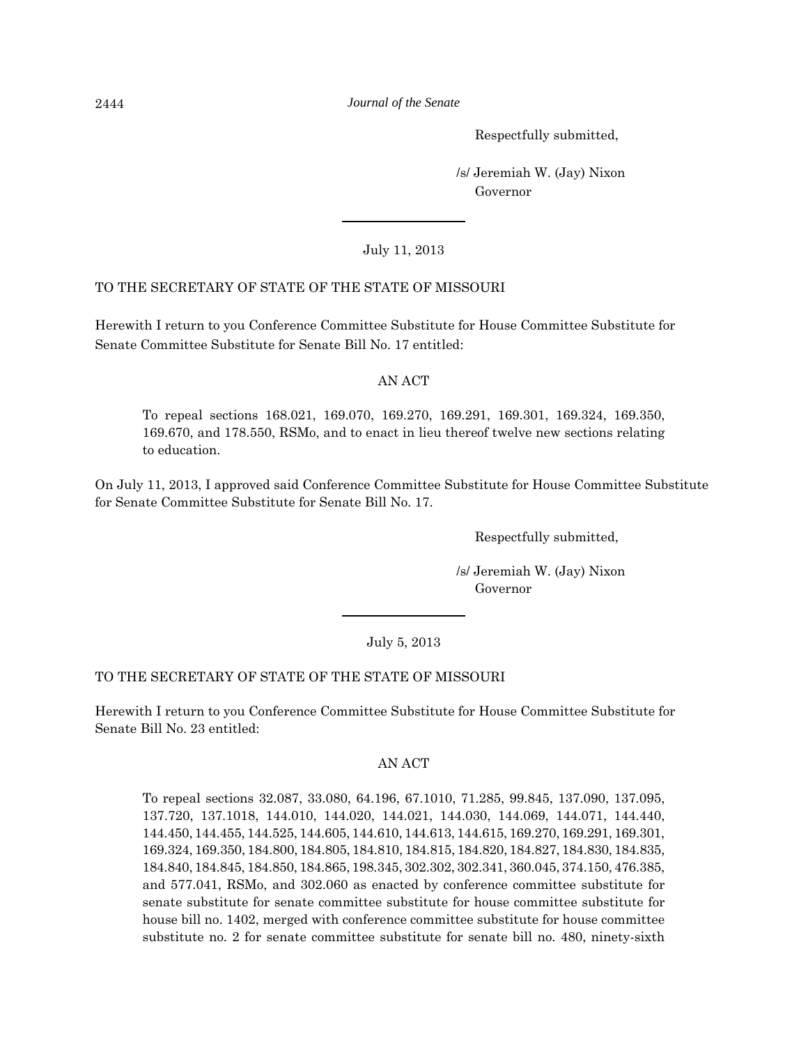Respectfully submitted,

/s/ Jeremiah W. (Jay) Nixon
Governor

---

July 11, 2013

TO THE SECRETARY OF STATE OF THE STATE OF MISSOURI

Herewith I return to you Conference Committee Substitute for House Committee Substitute for Senate Committee Substitute for Senate Bill No. 17 entitled:

AN ACT

> To repeal sections 168.021, 169.070, 169.270, 169.291, 169.301, 169.324, 169.350, 169.670, and 178.550, RSMo, and to enact in lieu thereof twelve new sections relating to education.

On July 11, 2013, I approved said Conference Committee Substitute for House Committee Substitute for Senate Committee Substitute for Senate Bill No. 17.

Respectfully submitted,

/s/ Jeremiah W. (Jay) Nixon
Governor

---

July 5, 2013

TO THE SECRETARY OF STATE OF THE STATE OF MISSOURI

Herewith I return to you Conference Committee Substitute for House Committee Substitute for Senate Bill No. 23 entitled:

AN ACT

> To repeal sections 32.087, 33.080, 64.196, 67.1010, 71.285, 99.845, 137.090, 137.095, 137.720, 137.1018, 144.010, 144.020, 144.021, 144.030, 144.069, 144.071, 144.440, 144.450, 144.455, 144.525, 144.605, 144.610, 144.613, 144.615, 169.270, 169.291, 169.301, 169.324, 169.350, 184.800, 184.805, 184.810, 184.815, 184.820, 184.827, 184.830, 184.835, 184.840, 184.845, 184.850, 184.865, 198.345, 302.302, 302.341, 360.045, 374.150, 476.385, and 577.041, RSMo, and 302.060 as enacted by conference committee substitute for senate substitute for senate committee substitute for house committee substitute for house bill no. 1402, merged with conference committee substitute for house committee substitute no. 2 for senate committee substitute for senate bill no. 480, ninety-sixth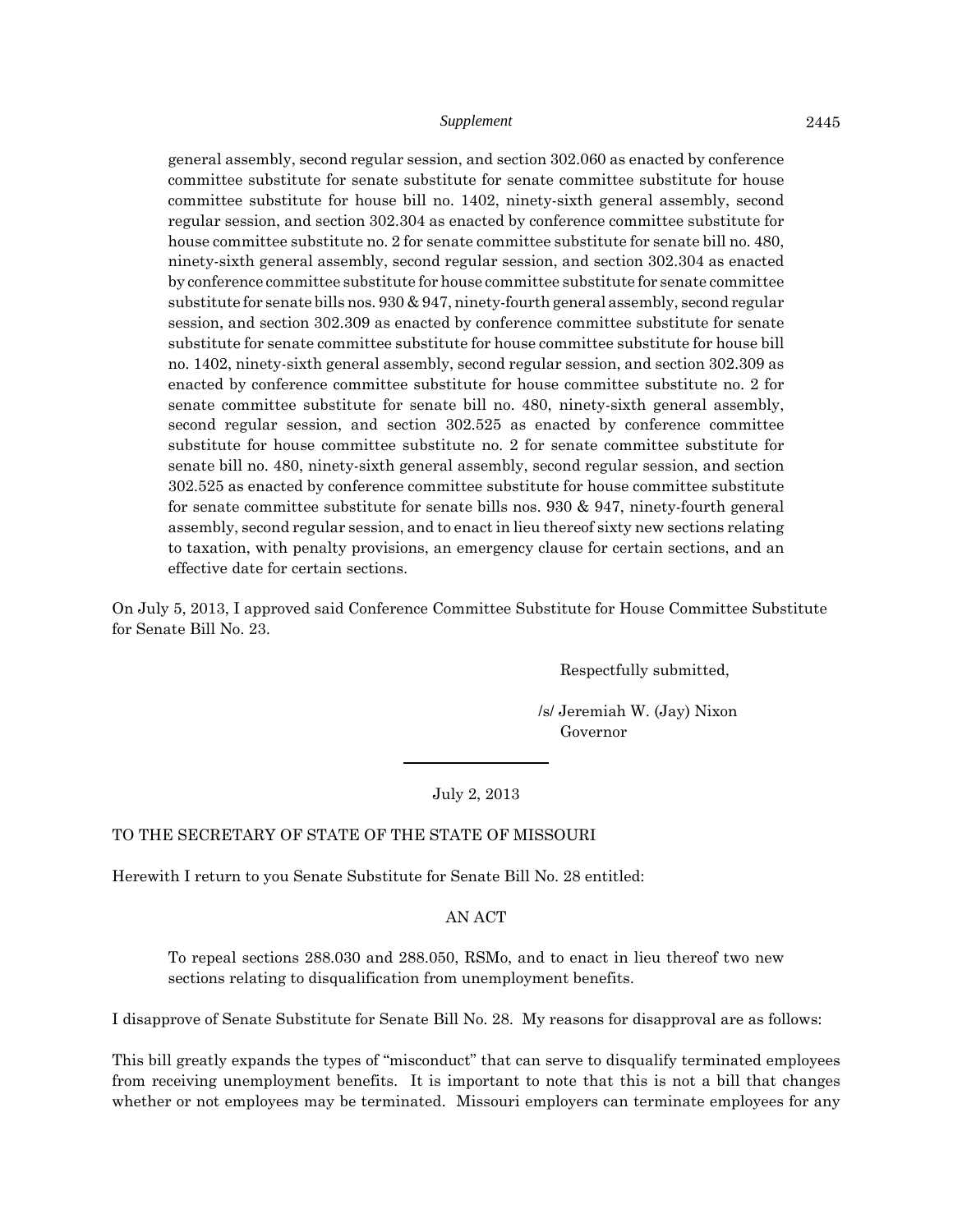general assembly, second regular session, and section 302.060 as enacted by conference committee substitute for senate substitute for senate committee substitute for house committee substitute for house bill no. 1402, ninety-sixth general assembly, second regular session, and section 302.304 as enacted by conference committee substitute for house committee substitute no. 2 for senate committee substitute for senate bill no. 480, ninety-sixth general assembly, second regular session, and section 302.304 as enacted by conference committee substitute for house committee substitute for senate committee substitute for senate bills nos. 930 & 947, ninety-fourth general assembly, second regular session, and section 302.309 as enacted by conference committee substitute for senate substitute for senate committee substitute for house committee substitute for house bill no. 1402, ninety-sixth general assembly, second regular session, and section 302.309 as enacted by conference committee substitute for house committee substitute no. 2 for senate committee substitute for senate bill no. 480, ninety-sixth general assembly, second regular session, and section 302.525 as enacted by conference committee substitute for house committee substitute no. 2 for senate committee substitute for senate bill no. 480, ninety-sixth general assembly, second regular session, and section 302.525 as enacted by conference committee substitute for house committee substitute for senate committee substitute for senate bills nos. 930 & 947, ninety-fourth general assembly, second regular session, and to enact in lieu thereof sixty new sections relating to taxation, with penalty provisions, an emergency clause for certain sections, and an effective date for certain sections.

On July 5, 2013, I approved said Conference Committee Substitute for House Committee Substitute for Senate Bill No. 23.

Respectfully submitted,

/s/ Jeremiah W. (Jay) Nixon
Governor

---

July 2, 2013

TO THE SECRETARY OF STATE OF THE STATE OF MISSOURI

Herewith I return to you Senate Substitute for Senate Bill No. 28 entitled:

AN ACT

To repeal sections 288.030 and 288.050, RSMo, and to enact in lieu thereof two new sections relating to disqualification from unemployment benefits.

I disapprove of Senate Substitute for Senate Bill No. 28. My reasons for disapproval are as follows:

This bill greatly expands the types of "misconduct" that can serve to disqualify terminated employees from receiving unemployment benefits. It is important to note that this is not a bill that changes whether or not employees may be terminated. Missouri employers can terminate employees for any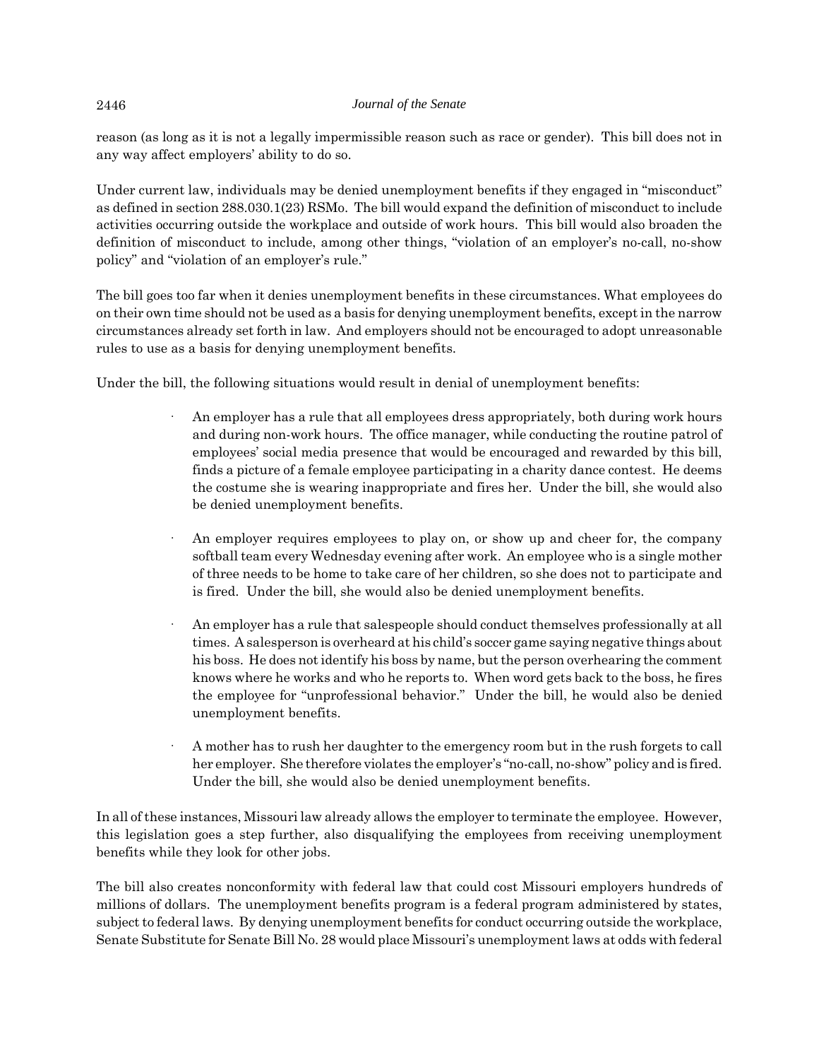reason (as long as it is not a legally impermissible reason such as race or gender). This bill does not in any way affect employers' ability to do so.

Under current law, individuals may be denied unemployment benefits if they engaged in "misconduct" as defined in section 288.030.1(23) RSMo. The bill would expand the definition of misconduct to include activities occurring outside the workplace and outside of work hours. This bill would also broaden the definition of misconduct to include, among other things, "violation of an employer's no-call, no-show policy" and "violation of an employer's rule."

The bill goes too far when it denies unemployment benefits in these circumstances. What employees do on their own time should not be used as a basis for denying unemployment benefits, except in the narrow circumstances already set forth in law. And employers should not be encouraged to adopt unreasonable rules to use as a basis for denying unemployment benefits.

Under the bill, the following situations would result in denial of unemployment benefits:

- An employer has a rule that all employees dress appropriately, both during work hours and during non-work hours. The office manager, while conducting the routine patrol of employees' social media presence that would be encouraged and rewarded by this bill, finds a picture of a female employee participating in a charity dance contest. He deems the costume she is wearing inappropriate and fires her. Under the bill, she would also be denied unemployment benefits.

- An employer requires employees to play on, or show up and cheer for, the company softball team every Wednesday evening after work. An employee who is a single mother of three needs to be home to take care of her children, so she does not to participate and is fired. Under the bill, she would also be denied unemployment benefits.

- An employer has a rule that salespeople should conduct themselves professionally at all times. A salesperson is overheard at his child's soccer game saying negative things about his boss. He does not identify his boss by name, but the person overhearing the comment knows where he works and who he reports to. When word gets back to the boss, he fires the employee for "unprofessional behavior." Under the bill, he would also be denied unemployment benefits.

- A mother has to rush her daughter to the emergency room but in the rush forgets to call her employer. She therefore violates the employer's "no-call, no-show" policy and is fired. Under the bill, she would also be denied unemployment benefits.

In all of these instances, Missouri law already allows the employer to terminate the employee. However, this legislation goes a step further, also disqualifying the employees from receiving unemployment benefits while they look for other jobs.

The bill also creates nonconformity with federal law that could cost Missouri employers hundreds of millions of dollars. The unemployment benefits program is a federal program administered by states, subject to federal laws. By denying unemployment benefits for conduct occurring outside the workplace, Senate Substitute for Senate Bill No. 28 would place Missouri's unemployment laws at odds with federal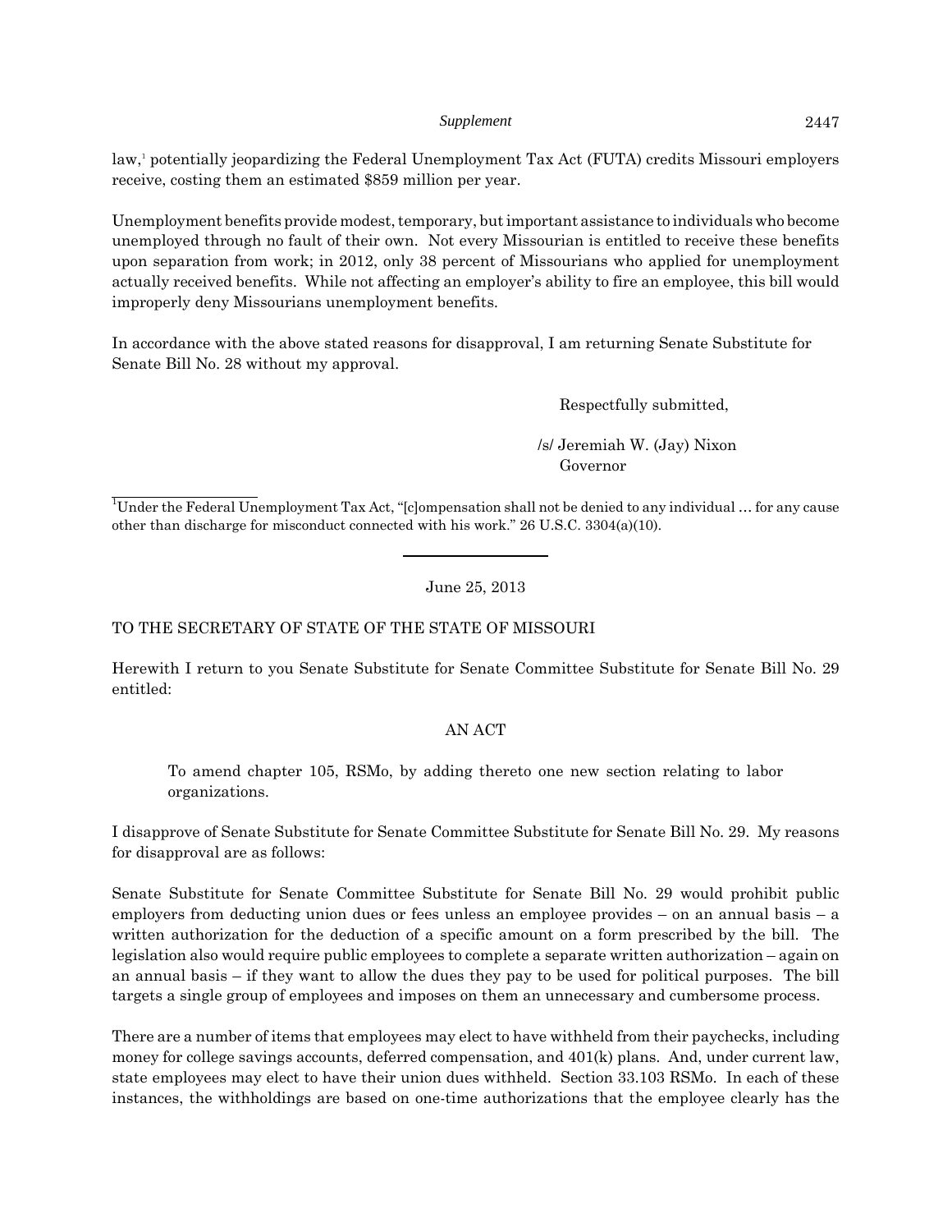law,[1] potentially jeopardizing the Federal Unemployment Tax Act (FUTA) credits Missouri employers receive, costing them an estimated $859 million per year.

Unemployment benefits provide modest, temporary, but important assistance to individuals who become unemployed through no fault of their own. Not every Missourian is entitled to receive these benefits upon separation from work; in 2012, only 38 percent of Missourians who applied for unemployment actually received benefits. While not affecting an employer's ability to fire an employee, this bill would improperly deny Missourians unemployment benefits.

In accordance with the above stated reasons for disapproval, I am returning Senate Substitute for Senate Bill No. 28 without my approval.

Respectfully submitted,

/s/ Jeremiah W. (Jay) Nixon
Governor

[1]Under the Federal Unemployment Tax Act, "[c]ompensation shall not be denied to any individual … for any cause other than discharge for misconduct connected with his work." 26 U.S.C. 3304(a)(10).

---

June 25, 2013

TO THE SECRETARY OF STATE OF THE STATE OF MISSOURI

Herewith I return to you Senate Substitute for Senate Committee Substitute for Senate Bill No. 29 entitled:

AN ACT

> To amend chapter 105, RSMo, by adding thereto one new section relating to labor organizations.

I disapprove of Senate Substitute for Senate Committee Substitute for Senate Bill No. 29. My reasons for disapproval are as follows:

Senate Substitute for Senate Committee Substitute for Senate Bill No. 29 would prohibit public employers from deducting union dues or fees unless an employee provides – on an annual basis – a written authorization for the deduction of a specific amount on a form prescribed by the bill. The legislation also would require public employees to complete a separate written authorization – again on an annual basis – if they want to allow the dues they pay to be used for political purposes. The bill targets a single group of employees and imposes on them an unnecessary and cumbersome process.

There are a number of items that employees may elect to have withheld from their paychecks, including money for college savings accounts, deferred compensation, and 401(k) plans. And, under current law, state employees may elect to have their union dues withheld. Section 33.103 RSMo. In each of these instances, the withholdings are based on one-time authorizations that the employee clearly has the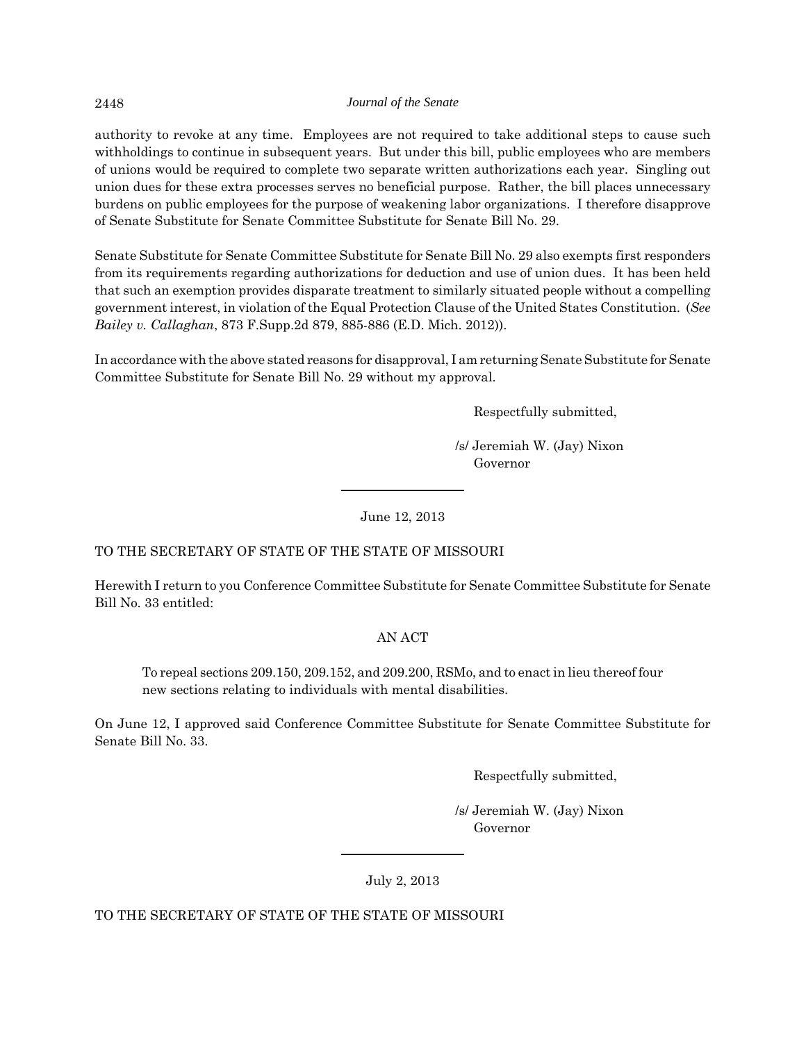authority to revoke at any time. Employees are not required to take additional steps to cause such withholdings to continue in subsequent years. But under this bill, public employees who are members of unions would be required to complete two separate written authorizations each year. Singling out union dues for these extra processes serves no beneficial purpose. Rather, the bill places unnecessary burdens on public employees for the purpose of weakening labor organizations. I therefore disapprove of Senate Substitute for Senate Committee Substitute for Senate Bill No. 29.

Senate Substitute for Senate Committee Substitute for Senate Bill No. 29 also exempts first responders from its requirements regarding authorizations for deduction and use of union dues. It has been held that such an exemption provides disparate treatment to similarly situated people without a compelling government interest, in violation of the Equal Protection Clause of the United States Constitution. (*See Bailey v. Callaghan*, 873 F.Supp.2d 879, 885-886 (E.D. Mich. 2012)).

In accordance with the above stated reasons for disapproval, I am returning Senate Substitute for Senate Committee Substitute for Senate Bill No. 29 without my approval.

Respectfully submitted,

/s/ Jeremiah W. (Jay) Nixon
Governor

---

June 12, 2013

TO THE SECRETARY OF STATE OF THE STATE OF MISSOURI

Herewith I return to you Conference Committee Substitute for Senate Committee Substitute for Senate Bill No. 33 entitled:

AN ACT

To repeal sections 209.150, 209.152, and 209.200, RSMo, and to enact in lieu thereof four new sections relating to individuals with mental disabilities.

On June 12, I approved said Conference Committee Substitute for Senate Committee Substitute for Senate Bill No. 33.

Respectfully submitted,

/s/ Jeremiah W. (Jay) Nixon
Governor

---

July 2, 2013

TO THE SECRETARY OF STATE OF THE STATE OF MISSOURI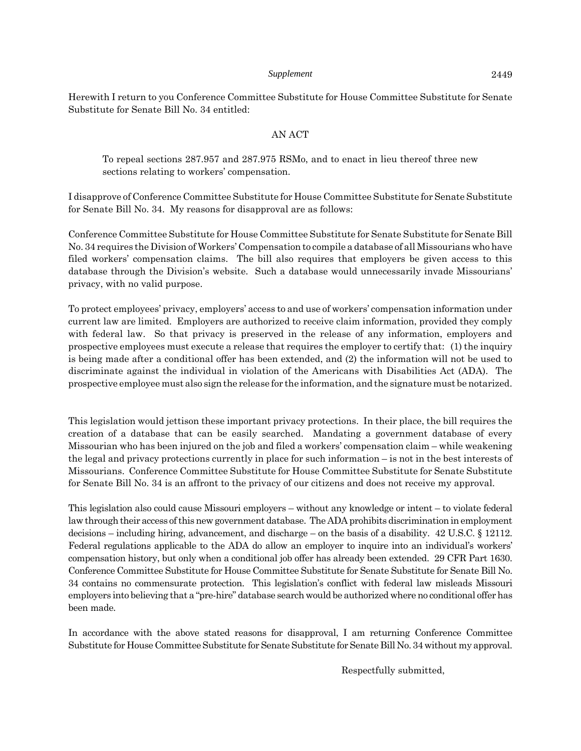Herewith I return to you Conference Committee Substitute for House Committee Substitute for Senate Substitute for Senate Bill No. 34 entitled:

AN ACT

> To repeal sections 287.957 and 287.975 RSMo, and to enact in lieu thereof three new sections relating to workers' compensation.

I disapprove of Conference Committee Substitute for House Committee Substitute for Senate Substitute for Senate Bill No. 34. My reasons for disapproval are as follows:

Conference Committee Substitute for House Committee Substitute for Senate Substitute for Senate Bill No. 34 requires the Division of Workers' Compensation to compile a database of all Missourians who have filed workers' compensation claims. The bill also requires that employers be given access to this database through the Division's website. Such a database would unnecessarily invade Missourians' privacy, with no valid purpose.

To protect employees' privacy, employers' access to and use of workers' compensation information under current law are limited. Employers are authorized to receive claim information, provided they comply with federal law. So that privacy is preserved in the release of any information, employers and prospective employees must execute a release that requires the employer to certify that: (1) the inquiry is being made after a conditional offer has been extended, and (2) the information will not be used to discriminate against the individual in violation of the Americans with Disabilities Act (ADA). The prospective employee must also sign the release for the information, and the signature must be notarized.

This legislation would jettison these important privacy protections. In their place, the bill requires the creation of a database that can be easily searched. Mandating a government database of every Missourian who has been injured on the job and filed a workers' compensation claim – while weakening the legal and privacy protections currently in place for such information – is not in the best interests of Missourians. Conference Committee Substitute for House Committee Substitute for Senate Substitute for Senate Bill No. 34 is an affront to the privacy of our citizens and does not receive my approval.

This legislation also could cause Missouri employers – without any knowledge or intent – to violate federal law through their access of this new government database. The ADA prohibits discrimination in employment decisions – including hiring, advancement, and discharge – on the basis of a disability. 42 U.S.C. § 12112. Federal regulations applicable to the ADA do allow an employer to inquire into an individual's workers' compensation history, but only when a conditional job offer has already been extended. 29 CFR Part 1630. Conference Committee Substitute for House Committee Substitute for Senate Substitute for Senate Bill No. 34 contains no commensurate protection. This legislation's conflict with federal law misleads Missouri employers into believing that a "pre-hire" database search would be authorized where no conditional offer has been made.

In accordance with the above stated reasons for disapproval, I am returning Conference Committee Substitute for House Committee Substitute for Senate Substitute for Senate Bill No. 34 without my approval.

Respectfully submitted,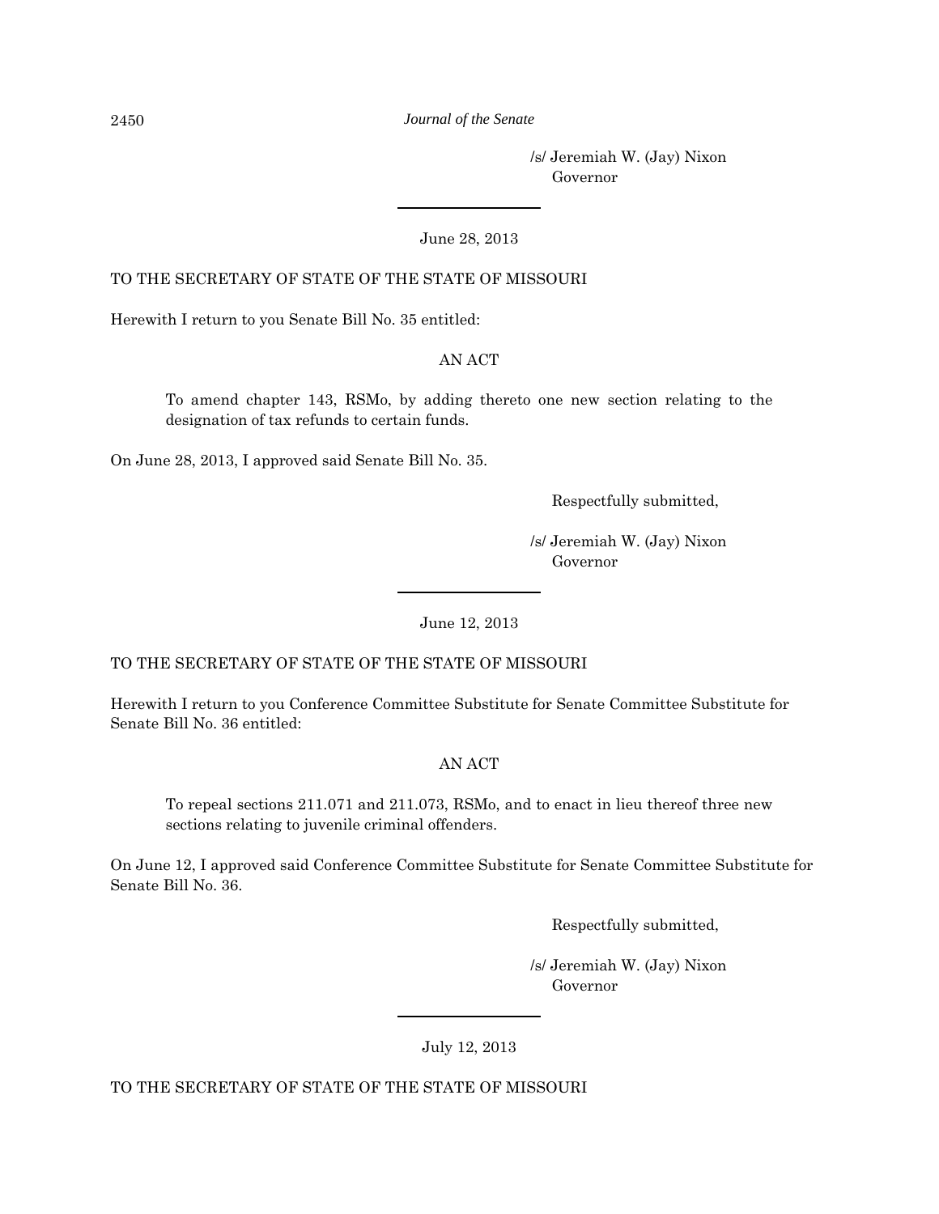/s/ Jeremiah W. (Jay) Nixon
Governor

---

June 28, 2013

TO THE SECRETARY OF STATE OF THE STATE OF MISSOURI

Herewith I return to you Senate Bill No. 35 entitled:

AN ACT

> To amend chapter 143, RSMo, by adding thereto one new section relating to the designation of tax refunds to certain funds.

On June 28, 2013, I approved said Senate Bill No. 35.

Respectfully submitted,

/s/ Jeremiah W. (Jay) Nixon
Governor

---

June 12, 2013

TO THE SECRETARY OF STATE OF THE STATE OF MISSOURI

Herewith I return to you Conference Committee Substitute for Senate Committee Substitute for Senate Bill No. 36 entitled:

AN ACT

> To repeal sections 211.071 and 211.073, RSMo, and to enact in lieu thereof three new sections relating to juvenile criminal offenders.

On June 12, I approved said Conference Committee Substitute for Senate Committee Substitute for Senate Bill No. 36.

Respectfully submitted,

/s/ Jeremiah W. (Jay) Nixon
Governor

---

July 12, 2013

TO THE SECRETARY OF STATE OF THE STATE OF MISSOURI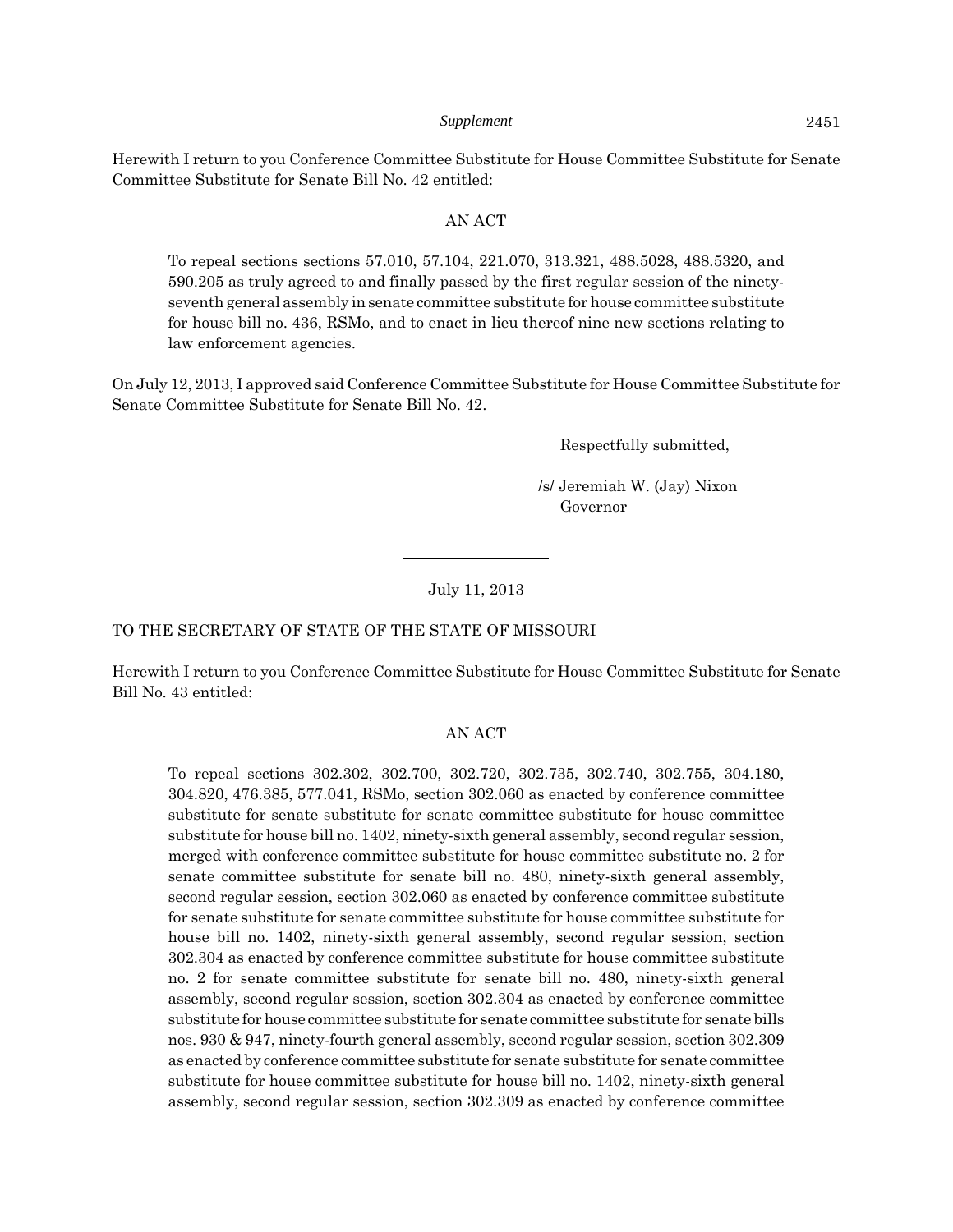Herewith I return to you Conference Committee Substitute for House Committee Substitute for Senate Committee Substitute for Senate Bill No. 42 entitled:

AN ACT

> To repeal sections sections 57.010, 57.104, 221.070, 313.321, 488.5028, 488.5320, and 590.205 as truly agreed to and finally passed by the first regular session of the ninety-seventh general assembly in senate committee substitute for house committee substitute for house bill no. 436, RSMo, and to enact in lieu thereof nine new sections relating to law enforcement agencies.

On July 12, 2013, I approved said Conference Committee Substitute for House Committee Substitute for Senate Committee Substitute for Senate Bill No. 42.

Respectfully submitted,

/s/ Jeremiah W. (Jay) Nixon
Governor

---

July 11, 2013

TO THE SECRETARY OF STATE OF THE STATE OF MISSOURI

Herewith I return to you Conference Committee Substitute for House Committee Substitute for Senate Bill No. 43 entitled:

AN ACT

> To repeal sections 302.302, 302.700, 302.720, 302.735, 302.740, 302.755, 304.180, 304.820, 476.385, 577.041, RSMo, section 302.060 as enacted by conference committee substitute for senate substitute for senate committee substitute for house committee substitute for house bill no. 1402, ninety-sixth general assembly, second regular session, merged with conference committee substitute for house committee substitute no. 2 for senate committee substitute for senate bill no. 480, ninety-sixth general assembly, second regular session, section 302.060 as enacted by conference committee substitute for senate substitute for senate committee substitute for house committee substitute for house bill no. 1402, ninety-sixth general assembly, second regular session, section 302.304 as enacted by conference committee substitute for house committee substitute no. 2 for senate committee substitute for senate bill no. 480, ninety-sixth general assembly, second regular session, section 302.304 as enacted by conference committee substitute for house committee substitute for senate committee substitute for senate bills nos. 930 & 947, ninety-fourth general assembly, second regular session, section 302.309 as enacted by conference committee substitute for senate substitute for senate committee substitute for house committee substitute for house bill no. 1402, ninety-sixth general assembly, second regular session, section 302.309 as enacted by conference committee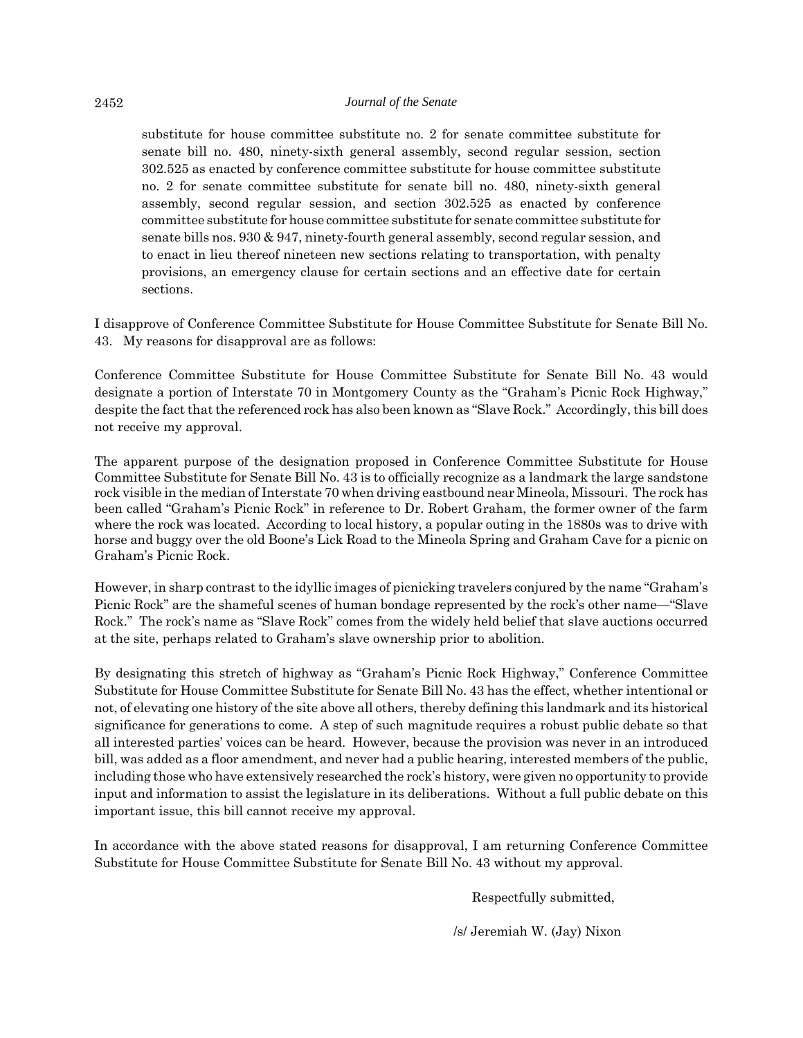substitute for house committee substitute no. 2 for senate committee substitute for senate bill no. 480, ninety-sixth general assembly, second regular session, section 302.525 as enacted by conference committee substitute for house committee substitute no. 2 for senate committee substitute for senate bill no. 480, ninety-sixth general assembly, second regular session, and section 302.525 as enacted by conference committee substitute for house committee substitute for senate committee substitute for senate bills nos. 930 & 947, ninety-fourth general assembly, second regular session, and to enact in lieu thereof nineteen new sections relating to transportation, with penalty provisions, an emergency clause for certain sections and an effective date for certain sections.

I disapprove of Conference Committee Substitute for House Committee Substitute for Senate Bill No. 43. My reasons for disapproval are as follows:

Conference Committee Substitute for House Committee Substitute for Senate Bill No. 43 would designate a portion of Interstate 70 in Montgomery County as the "Graham's Picnic Rock Highway," despite the fact that the referenced rock has also been known as "Slave Rock." Accordingly, this bill does not receive my approval.

The apparent purpose of the designation proposed in Conference Committee Substitute for House Committee Substitute for Senate Bill No. 43 is to officially recognize as a landmark the large sandstone rock visible in the median of Interstate 70 when driving eastbound near Mineola, Missouri. The rock has been called "Graham's Picnic Rock" in reference to Dr. Robert Graham, the former owner of the farm where the rock was located. According to local history, a popular outing in the 1880s was to drive with horse and buggy over the old Boone's Lick Road to the Mineola Spring and Graham Cave for a picnic on Graham's Picnic Rock.

However, in sharp contrast to the idyllic images of picnicking travelers conjured by the name "Graham's Picnic Rock" are the shameful scenes of human bondage represented by the rock's other name—"Slave Rock." The rock's name as "Slave Rock" comes from the widely held belief that slave auctions occurred at the site, perhaps related to Graham's slave ownership prior to abolition.

By designating this stretch of highway as "Graham's Picnic Rock Highway," Conference Committee Substitute for House Committee Substitute for Senate Bill No. 43 has the effect, whether intentional or not, of elevating one history of the site above all others, thereby defining this landmark and its historical significance for generations to come. A step of such magnitude requires a robust public debate so that all interested parties' voices can be heard. However, because the provision was never in an introduced bill, was added as a floor amendment, and never had a public hearing, interested members of the public, including those who have extensively researched the rock's history, were given no opportunity to provide input and information to assist the legislature in its deliberations. Without a full public debate on this important issue, this bill cannot receive my approval.

In accordance with the above stated reasons for disapproval, I am returning Conference Committee Substitute for House Committee Substitute for Senate Bill No. 43 without my approval.

Respectfully submitted,

/s/ Jeremiah W. (Jay) Nixon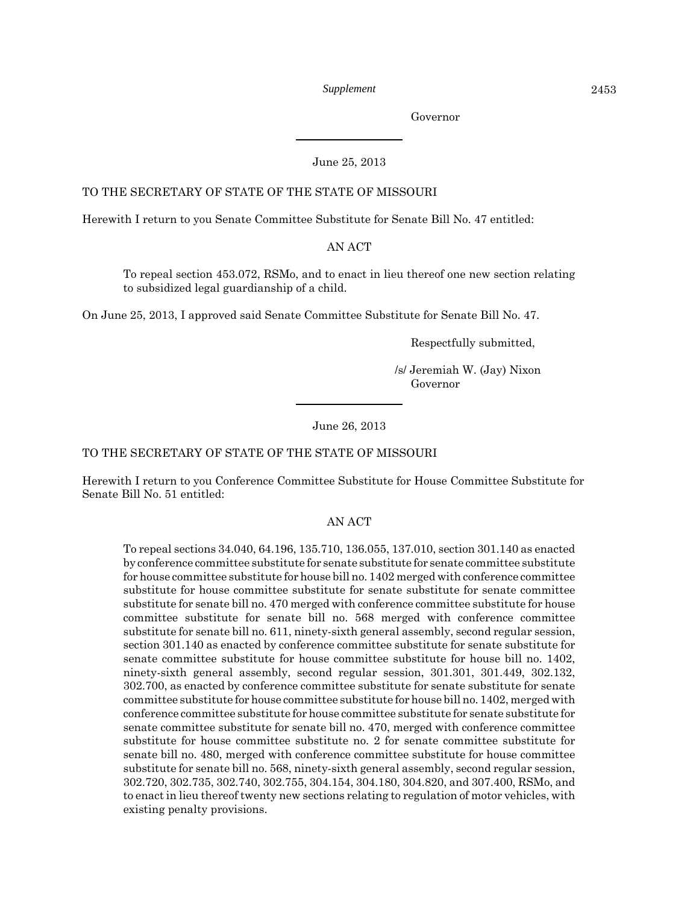Governor

---

June 25, 2013

TO THE SECRETARY OF STATE OF THE STATE OF MISSOURI

Herewith I return to you Senate Committee Substitute for Senate Bill No. 47 entitled:

AN ACT

> To repeal section 453.072, RSMo, and to enact in lieu thereof one new section relating to subsidized legal guardianship of a child.

On June 25, 2013, I approved said Senate Committee Substitute for Senate Bill No. 47.

Respectfully submitted,

/s/ Jeremiah W. (Jay) Nixon
Governor

---

June 26, 2013

TO THE SECRETARY OF STATE OF THE STATE OF MISSOURI

Herewith I return to you Conference Committee Substitute for House Committee Substitute for Senate Bill No. 51 entitled:

AN ACT

> To repeal sections 34.040, 64.196, 135.710, 136.055, 137.010, section 301.140 as enacted by conference committee substitute for senate substitute for senate committee substitute for house committee substitute for house bill no. 1402 merged with conference committee substitute for house committee substitute for senate substitute for senate committee substitute for senate bill no. 470 merged with conference committee substitute for house committee substitute for senate bill no. 568 merged with conference committee substitute for senate bill no. 611, ninety-sixth general assembly, second regular session, section 301.140 as enacted by conference committee substitute for senate substitute for senate committee substitute for house committee substitute for house bill no. 1402, ninety-sixth general assembly, second regular session, 301.301, 301.449, 302.132, 302.700, as enacted by conference committee substitute for senate substitute for senate committee substitute for house committee substitute for house bill no. 1402, merged with conference committee substitute for house committee substitute for senate substitute for senate committee substitute for senate bill no. 470, merged with conference committee substitute for house committee substitute no. 2 for senate committee substitute for senate bill no. 480, merged with conference committee substitute for house committee substitute for senate bill no. 568, ninety-sixth general assembly, second regular session, 302.720, 302.735, 302.740, 302.755, 304.154, 304.180, 304.820, and 307.400, RSMo, and to enact in lieu thereof twenty new sections relating to regulation of motor vehicles, with existing penalty provisions.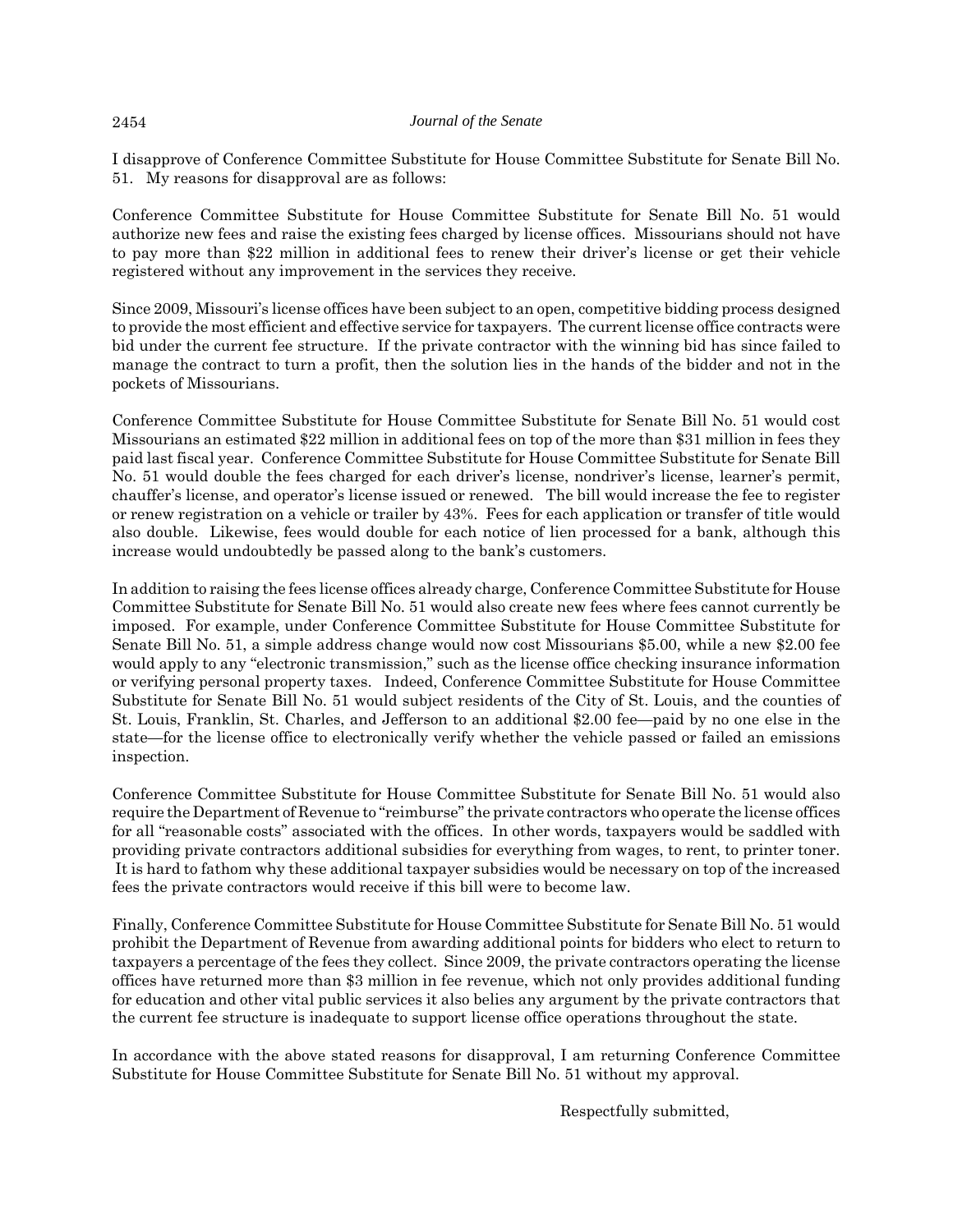I disapprove of Conference Committee Substitute for House Committee Substitute for Senate Bill No. 51. My reasons for disapproval are as follows:

Conference Committee Substitute for House Committee Substitute for Senate Bill No. 51 would authorize new fees and raise the existing fees charged by license offices. Missourians should not have to pay more than $22 million in additional fees to renew their driver's license or get their vehicle registered without any improvement in the services they receive.

Since 2009, Missouri's license offices have been subject to an open, competitive bidding process designed to provide the most efficient and effective service for taxpayers. The current license office contracts were bid under the current fee structure. If the private contractor with the winning bid has since failed to manage the contract to turn a profit, then the solution lies in the hands of the bidder and not in the pockets of Missourians.

Conference Committee Substitute for House Committee Substitute for Senate Bill No. 51 would cost Missourians an estimated $22 million in additional fees on top of the more than $31 million in fees they paid last fiscal year. Conference Committee Substitute for House Committee Substitute for Senate Bill No. 51 would double the fees charged for each driver's license, nondriver's license, learner's permit, chauffer's license, and operator's license issued or renewed. The bill would increase the fee to register or renew registration on a vehicle or trailer by 43%. Fees for each application or transfer of title would also double. Likewise, fees would double for each notice of lien processed for a bank, although this increase would undoubtedly be passed along to the bank's customers.

In addition to raising the fees license offices already charge, Conference Committee Substitute for House Committee Substitute for Senate Bill No. 51 would also create new fees where fees cannot currently be imposed. For example, under Conference Committee Substitute for House Committee Substitute for Senate Bill No. 51, a simple address change would now cost Missourians $5.00, while a new $2.00 fee would apply to any "electronic transmission," such as the license office checking insurance information or verifying personal property taxes. Indeed, Conference Committee Substitute for House Committee Substitute for Senate Bill No. 51 would subject residents of the City of St. Louis, and the counties of St. Louis, Franklin, St. Charles, and Jefferson to an additional $2.00 fee—paid by no one else in the state—for the license office to electronically verify whether the vehicle passed or failed an emissions inspection.

Conference Committee Substitute for House Committee Substitute for Senate Bill No. 51 would also require the Department of Revenue to "reimburse" the private contractors who operate the license offices for all "reasonable costs" associated with the offices. In other words, taxpayers would be saddled with providing private contractors additional subsidies for everything from wages, to rent, to printer toner. It is hard to fathom why these additional taxpayer subsidies would be necessary on top of the increased fees the private contractors would receive if this bill were to become law.

Finally, Conference Committee Substitute for House Committee Substitute for Senate Bill No. 51 would prohibit the Department of Revenue from awarding additional points for bidders who elect to return to taxpayers a percentage of the fees they collect. Since 2009, the private contractors operating the license offices have returned more than $3 million in fee revenue, which not only provides additional funding for education and other vital public services it also belies any argument by the private contractors that the current fee structure is inadequate to support license office operations throughout the state.

In accordance with the above stated reasons for disapproval, I am returning Conference Committee Substitute for House Committee Substitute for Senate Bill No. 51 without my approval.

Respectfully submitted,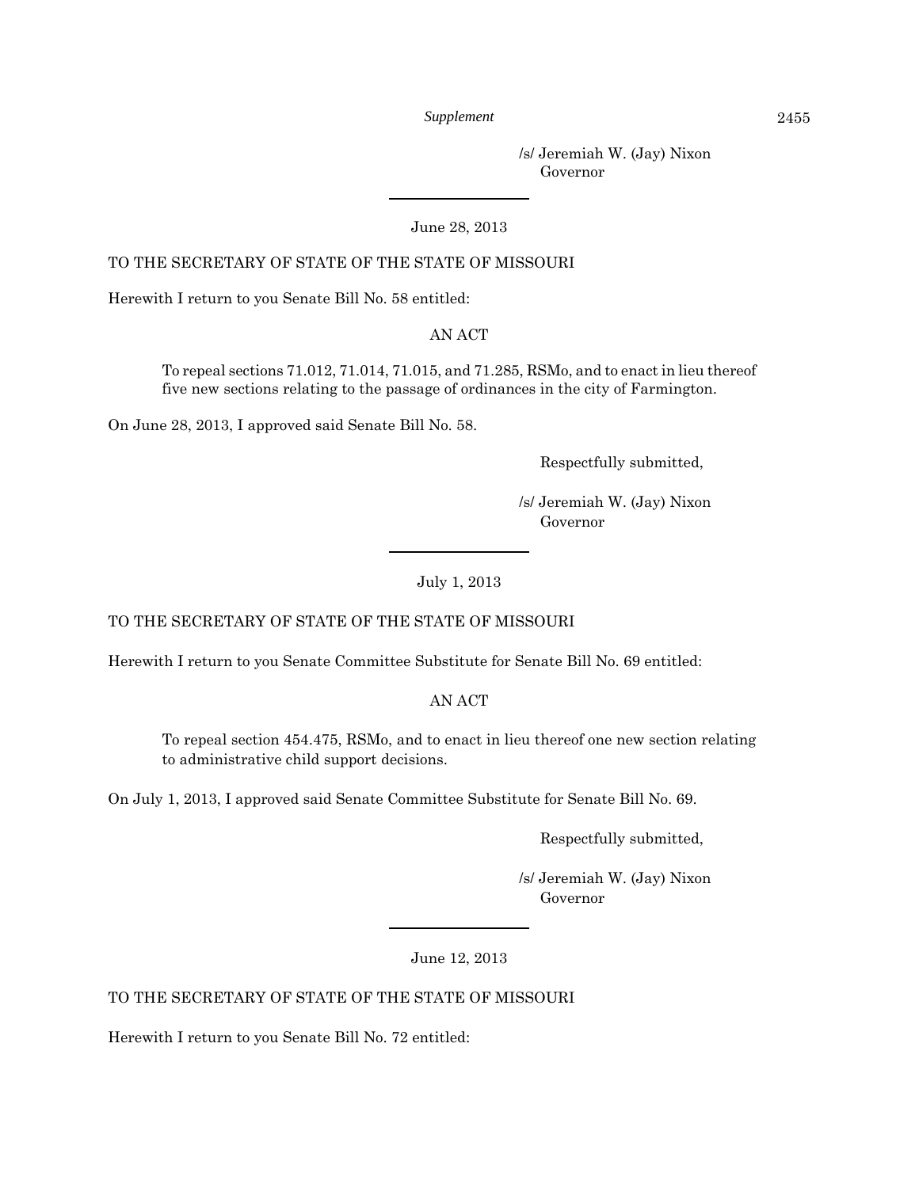/s/ Jeremiah W. (Jay) Nixon
Governor

---

June 28, 2013

TO THE SECRETARY OF STATE OF THE STATE OF MISSOURI

Herewith I return to you Senate Bill No. 58 entitled:

AN ACT

> To repeal sections 71.012, 71.014, 71.015, and 71.285, RSMo, and to enact in lieu thereof five new sections relating to the passage of ordinances in the city of Farmington.

On June 28, 2013, I approved said Senate Bill No. 58.

Respectfully submitted,

/s/ Jeremiah W. (Jay) Nixon
Governor

---

July 1, 2013

TO THE SECRETARY OF STATE OF THE STATE OF MISSOURI

Herewith I return to you Senate Committee Substitute for Senate Bill No. 69 entitled:

AN ACT

> To repeal section 454.475, RSMo, and to enact in lieu thereof one new section relating to administrative child support decisions.

On July 1, 2013, I approved said Senate Committee Substitute for Senate Bill No. 69.

Respectfully submitted,

/s/ Jeremiah W. (Jay) Nixon
Governor

---

June 12, 2013

TO THE SECRETARY OF STATE OF THE STATE OF MISSOURI

Herewith I return to you Senate Bill No. 72 entitled: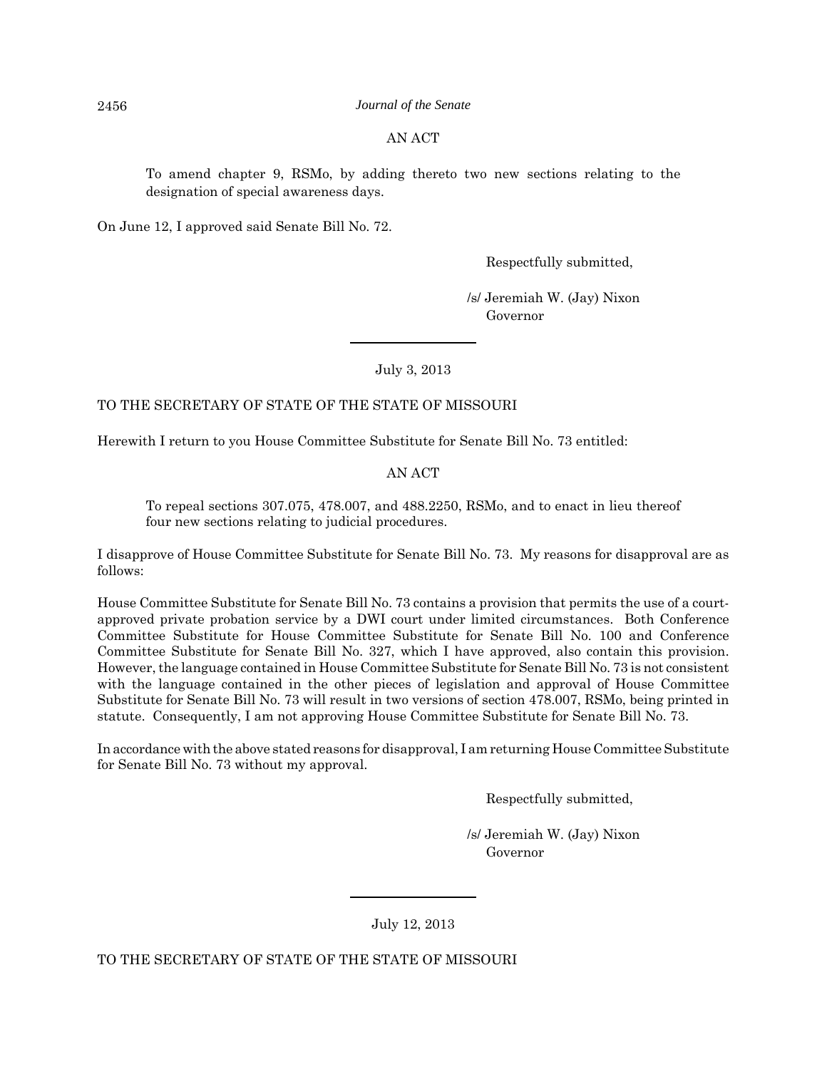AN ACT

To amend chapter 9, RSMo, by adding thereto two new sections relating to the designation of special awareness days.

On June 12, I approved said Senate Bill No. 72.

Respectfully submitted,

/s/ Jeremiah W. (Jay) Nixon
Governor

---

July 3, 2013

TO THE SECRETARY OF STATE OF THE STATE OF MISSOURI

Herewith I return to you House Committee Substitute for Senate Bill No. 73 entitled:

AN ACT

To repeal sections 307.075, 478.007, and 488.2250, RSMo, and to enact in lieu thereof four new sections relating to judicial procedures.

I disapprove of House Committee Substitute for Senate Bill No. 73. My reasons for disapproval are as follows:

House Committee Substitute for Senate Bill No. 73 contains a provision that permits the use of a court-approved private probation service by a DWI court under limited circumstances. Both Conference Committee Substitute for House Committee Substitute for Senate Bill No. 100 and Conference Committee Substitute for Senate Bill No. 327, which I have approved, also contain this provision. However, the language contained in House Committee Substitute for Senate Bill No. 73 is not consistent with the language contained in the other pieces of legislation and approval of House Committee Substitute for Senate Bill No. 73 will result in two versions of section 478.007, RSMo, being printed in statute. Consequently, I am not approving House Committee Substitute for Senate Bill No. 73.

In accordance with the above stated reasons for disapproval, I am returning House Committee Substitute for Senate Bill No. 73 without my approval.

Respectfully submitted,

/s/ Jeremiah W. (Jay) Nixon
Governor

---

July 12, 2013

TO THE SECRETARY OF STATE OF THE STATE OF MISSOURI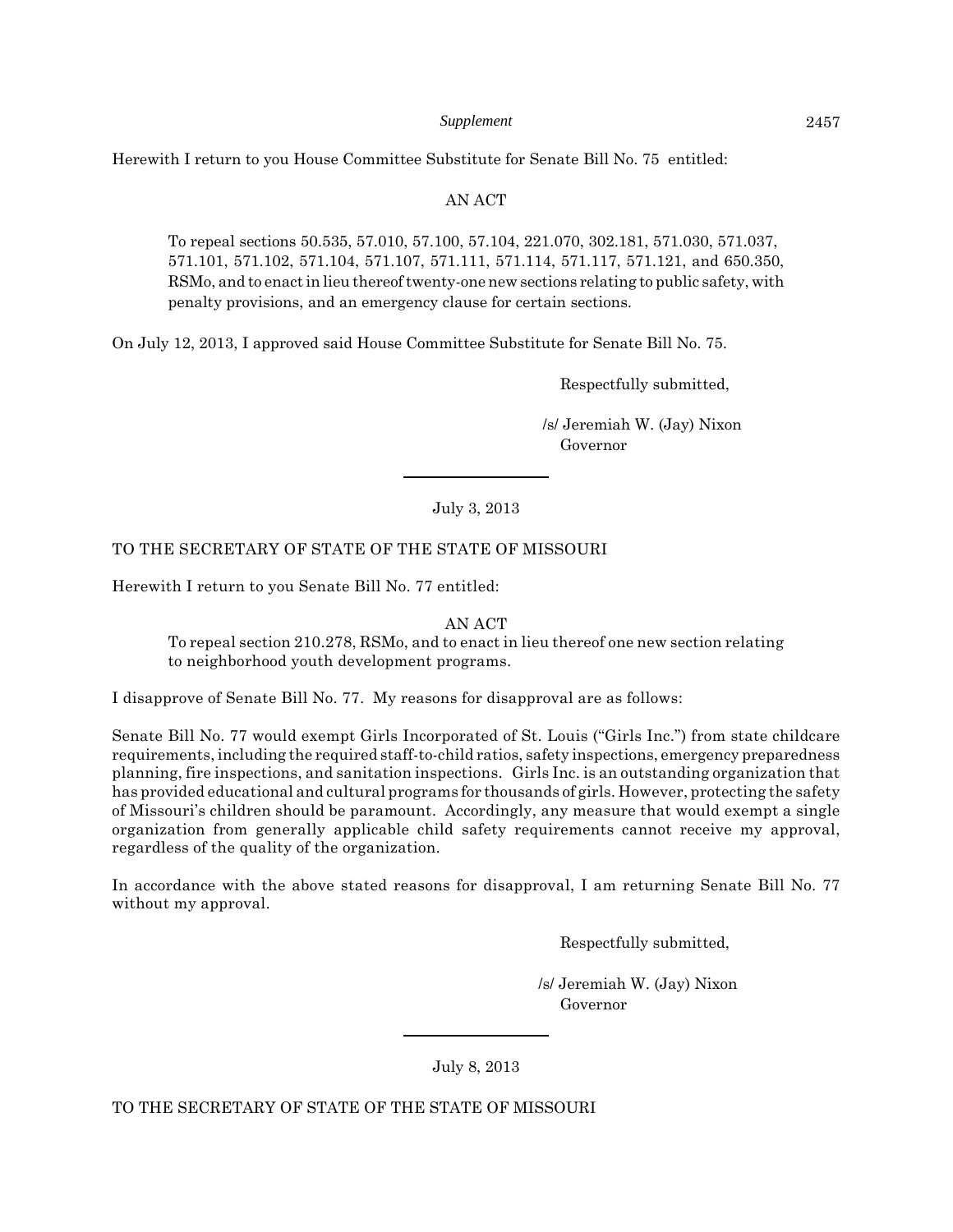Herewith I return to you House Committee Substitute for Senate Bill No. 75 entitled:

AN ACT

> To repeal sections 50.535, 57.010, 57.100, 57.104, 221.070, 302.181, 571.030, 571.037, 571.101, 571.102, 571.104, 571.107, 571.111, 571.114, 571.117, 571.121, and 650.350, RSMo, and to enact in lieu thereof twenty-one new sections relating to public safety, with penalty provisions, and an emergency clause for certain sections.

On July 12, 2013, I approved said House Committee Substitute for Senate Bill No. 75.

Respectfully submitted,

/s/ Jeremiah W. (Jay) Nixon
Governor

---

July 3, 2013

TO THE SECRETARY OF STATE OF THE STATE OF MISSOURI

Herewith I return to you Senate Bill No. 77 entitled:

AN ACT

> To repeal section 210.278, RSMo, and to enact in lieu thereof one new section relating to neighborhood youth development programs.

I disapprove of Senate Bill No. 77. My reasons for disapproval are as follows:

Senate Bill No. 77 would exempt Girls Incorporated of St. Louis ("Girls Inc.") from state childcare requirements, including the required staff-to-child ratios, safety inspections, emergency preparedness planning, fire inspections, and sanitation inspections. Girls Inc. is an outstanding organization that has provided educational and cultural programs for thousands of girls. However, protecting the safety of Missouri's children should be paramount. Accordingly, any measure that would exempt a single organization from generally applicable child safety requirements cannot receive my approval, regardless of the quality of the organization.

In accordance with the above stated reasons for disapproval, I am returning Senate Bill No. 77 without my approval.

Respectfully submitted,

/s/ Jeremiah W. (Jay) Nixon
Governor

---

July 8, 2013

TO THE SECRETARY OF STATE OF THE STATE OF MISSOURI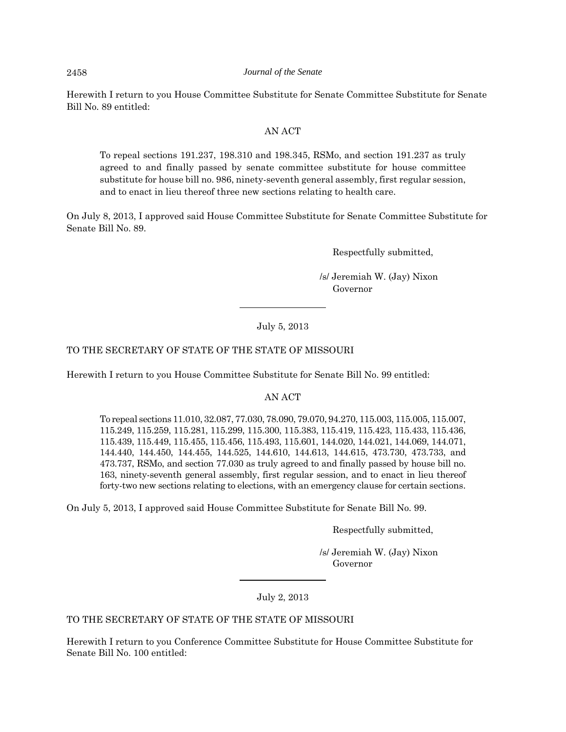Herewith I return to you House Committee Substitute for Senate Committee Substitute for Senate Bill No. 89 entitled:

AN ACT

> To repeal sections 191.237, 198.310 and 198.345, RSMo, and section 191.237 as truly agreed to and finally passed by senate committee substitute for house committee substitute for house bill no. 986, ninety-seventh general assembly, first regular session, and to enact in lieu thereof three new sections relating to health care.

On July 8, 2013, I approved said House Committee Substitute for Senate Committee Substitute for Senate Bill No. 89.

Respectfully submitted,

/s/ Jeremiah W. (Jay) Nixon
Governor

---

July 5, 2013

TO THE SECRETARY OF STATE OF THE STATE OF MISSOURI

Herewith I return to you House Committee Substitute for Senate Bill No. 99 entitled:

AN ACT

> To repeal sections 11.010, 32.087, 77.030, 78.090, 79.070, 94.270, 115.003, 115.005, 115.007, 115.249, 115.259, 115.281, 115.299, 115.300, 115.383, 115.419, 115.423, 115.433, 115.436, 115.439, 115.449, 115.455, 115.456, 115.493, 115.601, 144.020, 144.021, 144.069, 144.071, 144.440, 144.450, 144.455, 144.525, 144.610, 144.613, 144.615, 473.730, 473.733, and 473.737, RSMo, and section 77.030 as truly agreed to and finally passed by house bill no. 163, ninety-seventh general assembly, first regular session, and to enact in lieu thereof forty-two new sections relating to elections, with an emergency clause for certain sections.

On July 5, 2013, I approved said House Committee Substitute for Senate Bill No. 99.

Respectfully submitted,

/s/ Jeremiah W. (Jay) Nixon
Governor

---

July 2, 2013

TO THE SECRETARY OF STATE OF THE STATE OF MISSOURI

Herewith I return to you Conference Committee Substitute for House Committee Substitute for Senate Bill No. 100 entitled: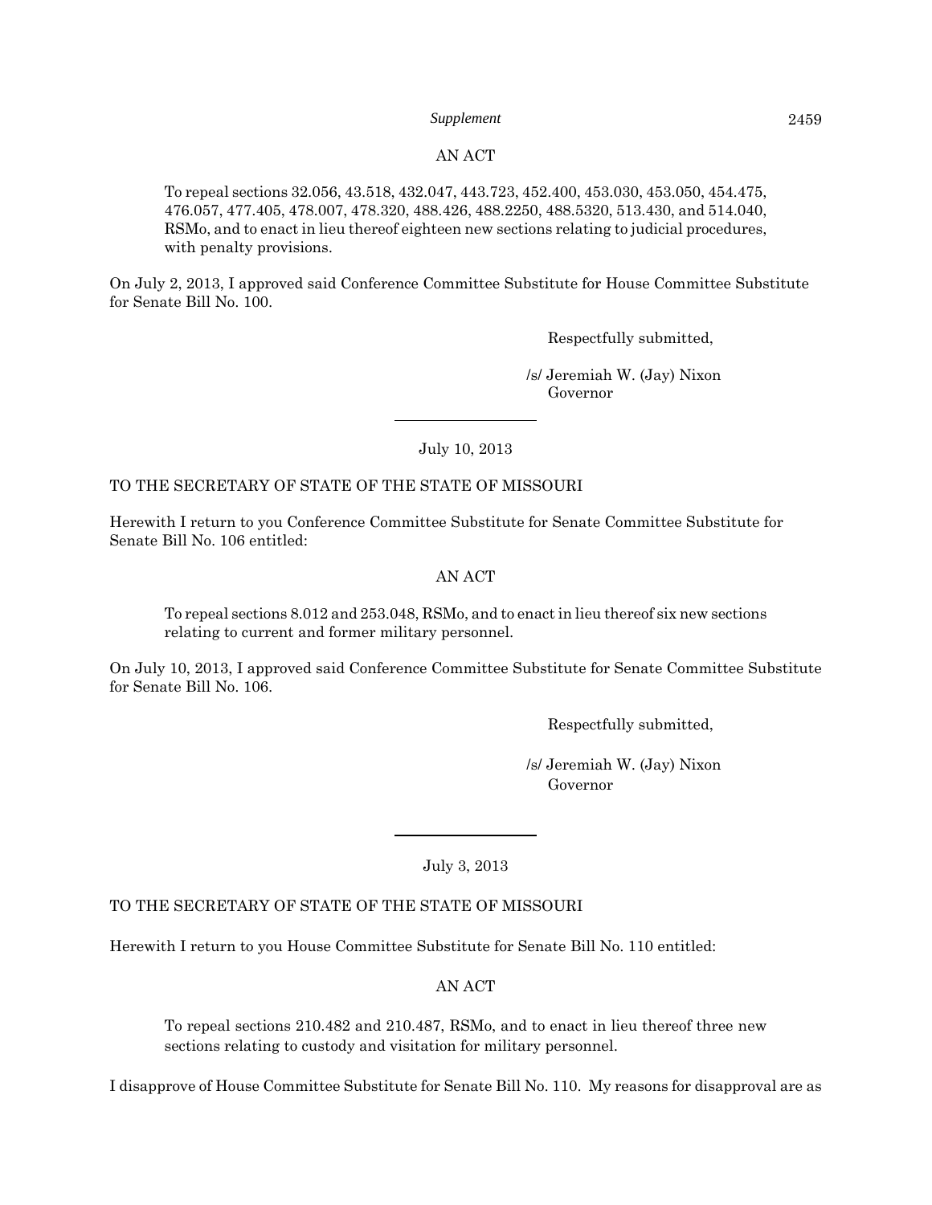AN ACT

> To repeal sections 32.056, 43.518, 432.047, 443.723, 452.400, 453.030, 453.050, 454.475, 476.057, 477.405, 478.007, 478.320, 488.426, 488.2250, 488.5320, 513.430, and 514.040, RSMo, and to enact in lieu thereof eighteen new sections relating to judicial procedures, with penalty provisions.

On July 2, 2013, I approved said Conference Committee Substitute for House Committee Substitute for Senate Bill No. 100.

Respectfully submitted,

/s/ Jeremiah W. (Jay) Nixon
Governor

---

July 10, 2013

TO THE SECRETARY OF STATE OF THE STATE OF MISSOURI

Herewith I return to you Conference Committee Substitute for Senate Committee Substitute for Senate Bill No. 106 entitled:

AN ACT

> To repeal sections 8.012 and 253.048, RSMo, and to enact in lieu thereof six new sections relating to current and former military personnel.

On July 10, 2013, I approved said Conference Committee Substitute for Senate Committee Substitute for Senate Bill No. 106.

Respectfully submitted,

/s/ Jeremiah W. (Jay) Nixon
Governor

---

July 3, 2013

TO THE SECRETARY OF STATE OF THE STATE OF MISSOURI

Herewith I return to you House Committee Substitute for Senate Bill No. 110 entitled:

AN ACT

> To repeal sections 210.482 and 210.487, RSMo, and to enact in lieu thereof three new sections relating to custody and visitation for military personnel.

I disapprove of House Committee Substitute for Senate Bill No. 110. My reasons for disapproval are as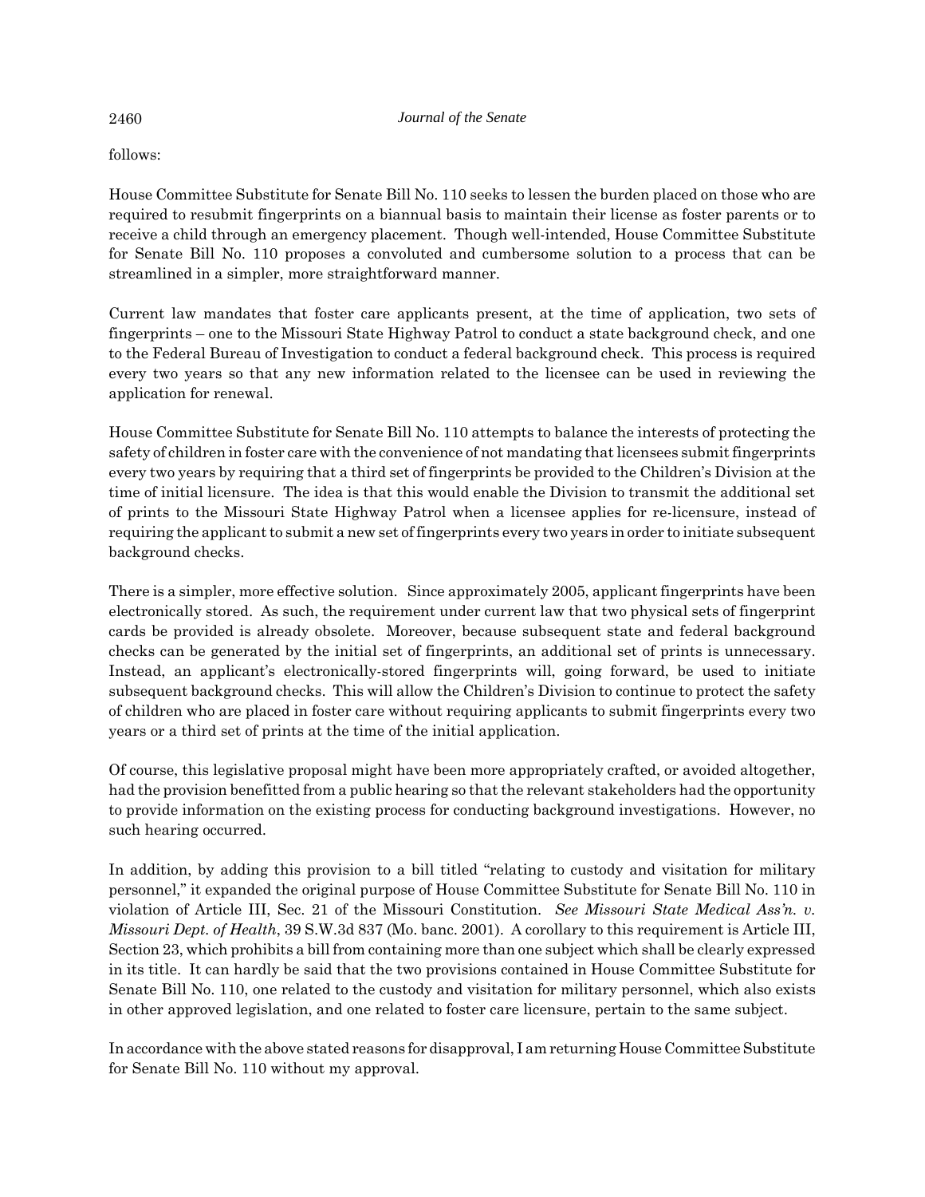follows:

House Committee Substitute for Senate Bill No. 110 seeks to lessen the burden placed on those who are required to resubmit fingerprints on a biannual basis to maintain their license as foster parents or to receive a child through an emergency placement. Though well-intended, House Committee Substitute for Senate Bill No. 110 proposes a convoluted and cumbersome solution to a process that can be streamlined in a simpler, more straightforward manner.

Current law mandates that foster care applicants present, at the time of application, two sets of fingerprints – one to the Missouri State Highway Patrol to conduct a state background check, and one to the Federal Bureau of Investigation to conduct a federal background check. This process is required every two years so that any new information related to the licensee can be used in reviewing the application for renewal.

House Committee Substitute for Senate Bill No. 110 attempts to balance the interests of protecting the safety of children in foster care with the convenience of not mandating that licensees submit fingerprints every two years by requiring that a third set of fingerprints be provided to the Children's Division at the time of initial licensure. The idea is that this would enable the Division to transmit the additional set of prints to the Missouri State Highway Patrol when a licensee applies for re-licensure, instead of requiring the applicant to submit a new set of fingerprints every two years in order to initiate subsequent background checks.

There is a simpler, more effective solution. Since approximately 2005, applicant fingerprints have been electronically stored. As such, the requirement under current law that two physical sets of fingerprint cards be provided is already obsolete. Moreover, because subsequent state and federal background checks can be generated by the initial set of fingerprints, an additional set of prints is unnecessary. Instead, an applicant's electronically-stored fingerprints will, going forward, be used to initiate subsequent background checks. This will allow the Children's Division to continue to protect the safety of children who are placed in foster care without requiring applicants to submit fingerprints every two years or a third set of prints at the time of the initial application.

Of course, this legislative proposal might have been more appropriately crafted, or avoided altogether, had the provision benefitted from a public hearing so that the relevant stakeholders had the opportunity to provide information on the existing process for conducting background investigations. However, no such hearing occurred.

In addition, by adding this provision to a bill titled "relating to custody and visitation for military personnel," it expanded the original purpose of House Committee Substitute for Senate Bill No. 110 in violation of Article III, Sec. 21 of the Missouri Constitution. *See Missouri State Medical Ass'n. v. Missouri Dept. of Health*, 39 S.W.3d 837 (Mo. banc. 2001). A corollary to this requirement is Article III, Section 23, which prohibits a bill from containing more than one subject which shall be clearly expressed in its title. It can hardly be said that the two provisions contained in House Committee Substitute for Senate Bill No. 110, one related to the custody and visitation for military personnel, which also exists in other approved legislation, and one related to foster care licensure, pertain to the same subject.

In accordance with the above stated reasons for disapproval, I am returning House Committee Substitute for Senate Bill No. 110 without my approval.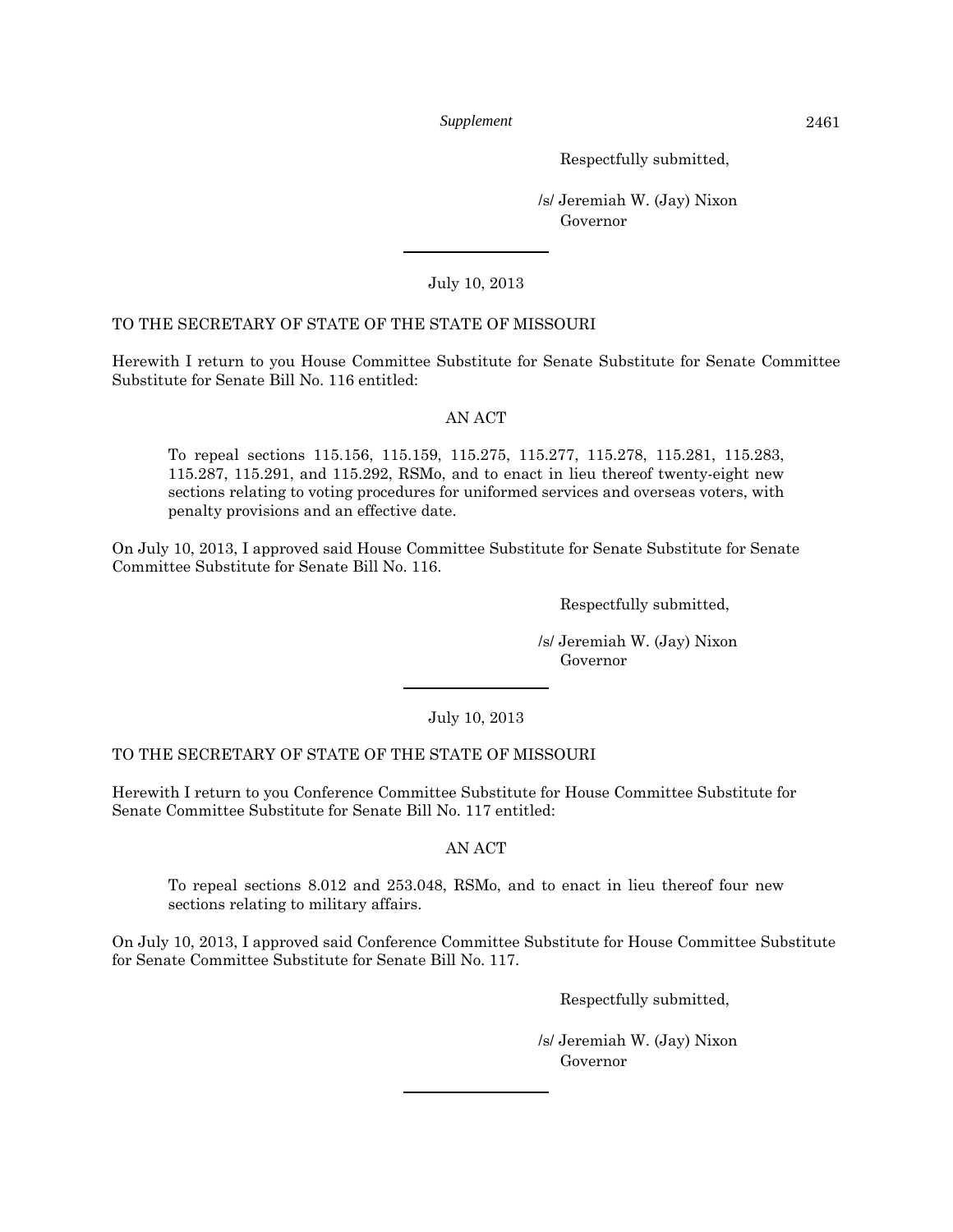Respectfully submitted,

/s/ Jeremiah W. (Jay) Nixon
Governor

---

July 10, 2013

TO THE SECRETARY OF STATE OF THE STATE OF MISSOURI

Herewith I return to you House Committee Substitute for Senate Substitute for Senate Committee Substitute for Senate Bill No. 116 entitled:

AN ACT

> To repeal sections 115.156, 115.159, 115.275, 115.277, 115.278, 115.281, 115.283, 115.287, 115.291, and 115.292, RSMo, and to enact in lieu thereof twenty-eight new sections relating to voting procedures for uniformed services and overseas voters, with penalty provisions and an effective date.

On July 10, 2013, I approved said House Committee Substitute for Senate Substitute for Senate Committee Substitute for Senate Bill No. 116.

Respectfully submitted,

/s/ Jeremiah W. (Jay) Nixon
Governor

---

July 10, 2013

TO THE SECRETARY OF STATE OF THE STATE OF MISSOURI

Herewith I return to you Conference Committee Substitute for House Committee Substitute for Senate Committee Substitute for Senate Bill No. 117 entitled:

AN ACT

> To repeal sections 8.012 and 253.048, RSMo, and to enact in lieu thereof four new sections relating to military affairs.

On July 10, 2013, I approved said Conference Committee Substitute for House Committee Substitute for Senate Committee Substitute for Senate Bill No. 117.

Respectfully submitted,

/s/ Jeremiah W. (Jay) Nixon
Governor

---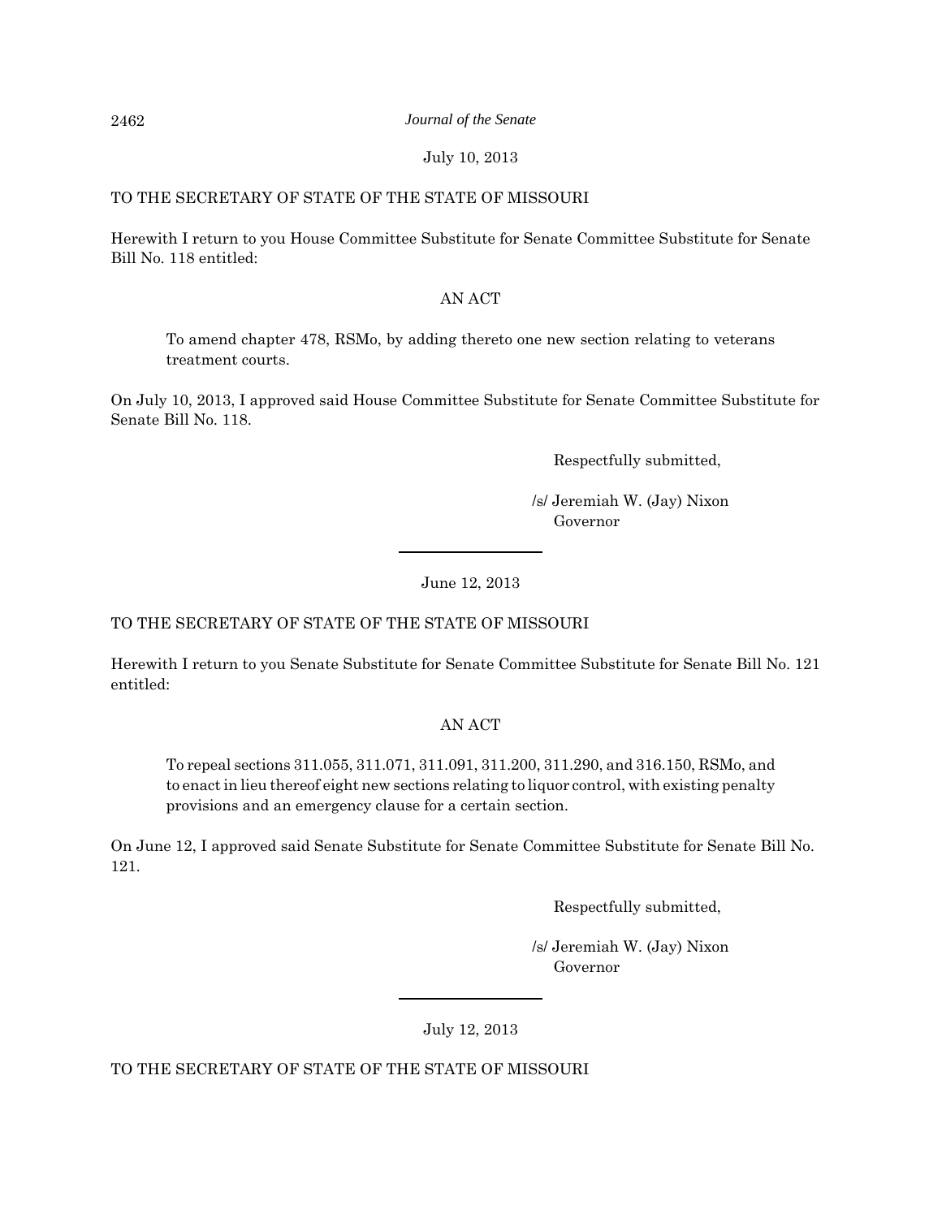July 10, 2013

TO THE SECRETARY OF STATE OF THE STATE OF MISSOURI

Herewith I return to you House Committee Substitute for Senate Committee Substitute for Senate Bill No. 118 entitled:

AN ACT

> To amend chapter 478, RSMo, by adding thereto one new section relating to veterans treatment courts.

On July 10, 2013, I approved said House Committee Substitute for Senate Committee Substitute for Senate Bill No. 118.

Respectfully submitted,

/s/ Jeremiah W. (Jay) Nixon
Governor

---

June 12, 2013

TO THE SECRETARY OF STATE OF THE STATE OF MISSOURI

Herewith I return to you Senate Substitute for Senate Committee Substitute for Senate Bill No. 121 entitled:

AN ACT

> To repeal sections 311.055, 311.071, 311.091, 311.200, 311.290, and 316.150, RSMo, and to enact in lieu thereof eight new sections relating to liquor control, with existing penalty provisions and an emergency clause for a certain section.

On June 12, I approved said Senate Substitute for Senate Committee Substitute for Senate Bill No. 121.

Respectfully submitted,

/s/ Jeremiah W. (Jay) Nixon
Governor

---

July 12, 2013

TO THE SECRETARY OF STATE OF THE STATE OF MISSOURI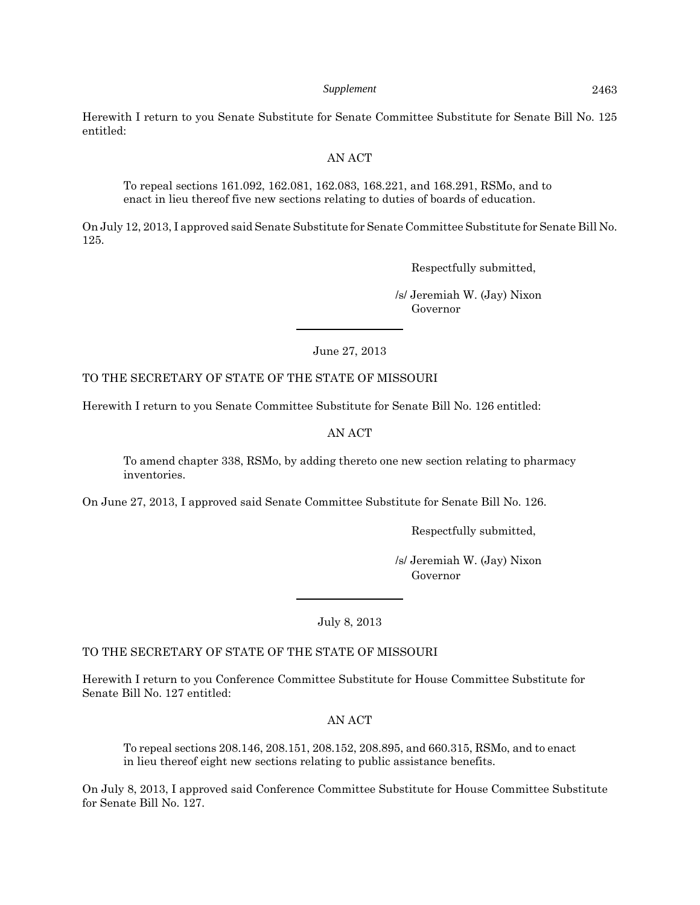Herewith I return to you Senate Substitute for Senate Committee Substitute for Senate Bill No. 125 entitled:

AN ACT

> To repeal sections 161.092, 162.081, 162.083, 168.221, and 168.291, RSMo, and to enact in lieu thereof five new sections relating to duties of boards of education.

On July 12, 2013, I approved said Senate Substitute for Senate Committee Substitute for Senate Bill No. 125.

Respectfully submitted,

/s/ Jeremiah W. (Jay) Nixon
Governor

---

June 27, 2013

TO THE SECRETARY OF STATE OF THE STATE OF MISSOURI

Herewith I return to you Senate Committee Substitute for Senate Bill No. 126 entitled:

AN ACT

> To amend chapter 338, RSMo, by adding thereto one new section relating to pharmacy inventories.

On June 27, 2013, I approved said Senate Committee Substitute for Senate Bill No. 126.

Respectfully submitted,

/s/ Jeremiah W. (Jay) Nixon
Governor

---

July 8, 2013

TO THE SECRETARY OF STATE OF THE STATE OF MISSOURI

Herewith I return to you Conference Committee Substitute for House Committee Substitute for Senate Bill No. 127 entitled:

AN ACT

> To repeal sections 208.146, 208.151, 208.152, 208.895, and 660.315, RSMo, and to enact in lieu thereof eight new sections relating to public assistance benefits.

On July 8, 2013, I approved said Conference Committee Substitute for House Committee Substitute for Senate Bill No. 127.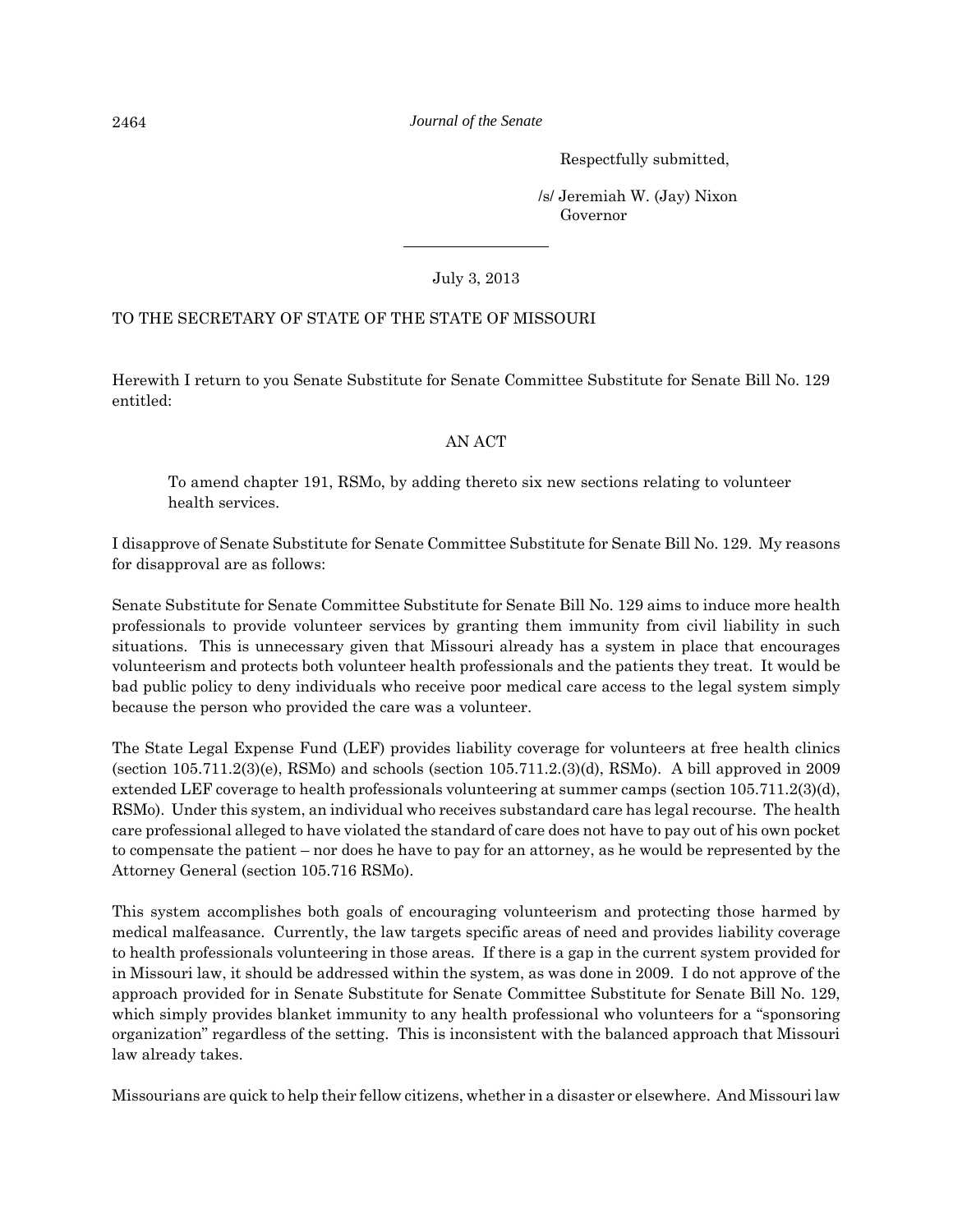Respectfully submitted,

/s/ Jeremiah W. (Jay) Nixon
Governor

---

July 3, 2013

TO THE SECRETARY OF STATE OF THE STATE OF MISSOURI

Herewith I return to you Senate Substitute for Senate Committee Substitute for Senate Bill No. 129 entitled:

AN ACT

> To amend chapter 191, RSMo, by adding thereto six new sections relating to volunteer health services.

I disapprove of Senate Substitute for Senate Committee Substitute for Senate Bill No. 129. My reasons for disapproval are as follows:

Senate Substitute for Senate Committee Substitute for Senate Bill No. 129 aims to induce more health professionals to provide volunteer services by granting them immunity from civil liability in such situations. This is unnecessary given that Missouri already has a system in place that encourages volunteerism and protects both volunteer health professionals and the patients they treat. It would be bad public policy to deny individuals who receive poor medical care access to the legal system simply because the person who provided the care was a volunteer.

The State Legal Expense Fund (LEF) provides liability coverage for volunteers at free health clinics (section 105.711.2(3)(e), RSMo) and schools (section 105.711.2.(3)(d), RSMo). A bill approved in 2009 extended LEF coverage to health professionals volunteering at summer camps (section 105.711.2(3)(d), RSMo). Under this system, an individual who receives substandard care has legal recourse. The health care professional alleged to have violated the standard of care does not have to pay out of his own pocket to compensate the patient – nor does he have to pay for an attorney, as he would be represented by the Attorney General (section 105.716 RSMo).

This system accomplishes both goals of encouraging volunteerism and protecting those harmed by medical malfeasance. Currently, the law targets specific areas of need and provides liability coverage to health professionals volunteering in those areas. If there is a gap in the current system provided for in Missouri law, it should be addressed within the system, as was done in 2009. I do not approve of the approach provided for in Senate Substitute for Senate Committee Substitute for Senate Bill No. 129, which simply provides blanket immunity to any health professional who volunteers for a "sponsoring organization" regardless of the setting. This is inconsistent with the balanced approach that Missouri law already takes.

Missourians are quick to help their fellow citizens, whether in a disaster or elsewhere. And Missouri law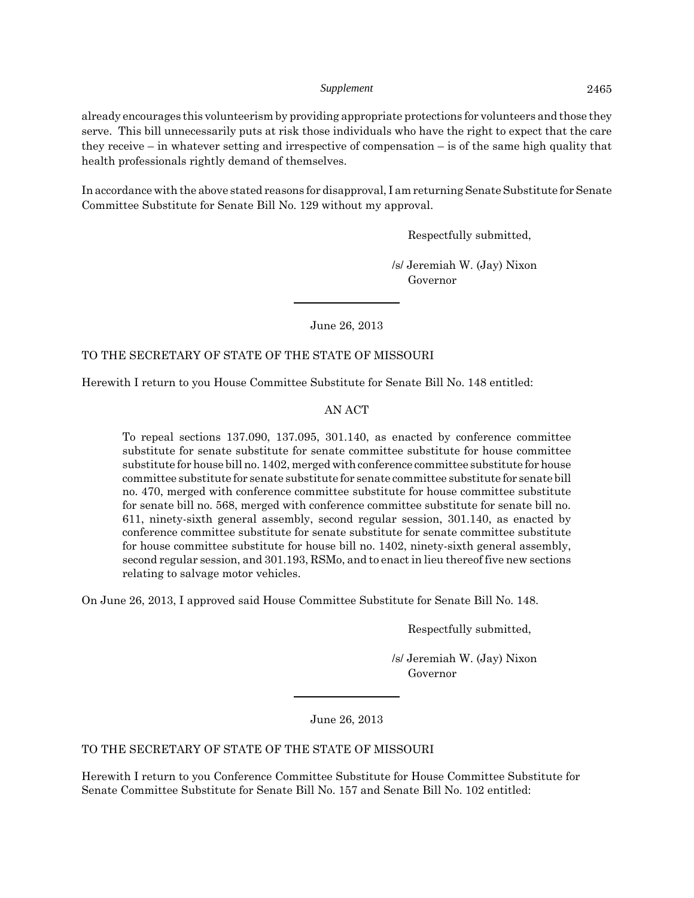already encourages this volunteerism by providing appropriate protections for volunteers and those they serve. This bill unnecessarily puts at risk those individuals who have the right to expect that the care they receive – in whatever setting and irrespective of compensation – is of the same high quality that health professionals rightly demand of themselves.

In accordance with the above stated reasons for disapproval, I am returning Senate Substitute for Senate Committee Substitute for Senate Bill No. 129 without my approval.

Respectfully submitted,

/s/ Jeremiah W. (Jay) Nixon
Governor

---

June 26, 2013

TO THE SECRETARY OF STATE OF THE STATE OF MISSOURI

Herewith I return to you House Committee Substitute for Senate Bill No. 148 entitled:

AN ACT

To repeal sections 137.090, 137.095, 301.140, as enacted by conference committee substitute for senate substitute for senate committee substitute for house committee substitute for house bill no. 1402, merged with conference committee substitute for house committee substitute for senate substitute for senate committee substitute for senate bill no. 470, merged with conference committee substitute for house committee substitute for senate bill no. 568, merged with conference committee substitute for senate bill no. 611, ninety-sixth general assembly, second regular session, 301.140, as enacted by conference committee substitute for senate substitute for senate committee substitute for house committee substitute for house bill no. 1402, ninety-sixth general assembly, second regular session, and 301.193, RSMo, and to enact in lieu thereof five new sections relating to salvage motor vehicles.

On June 26, 2013, I approved said House Committee Substitute for Senate Bill No. 148.

Respectfully submitted,

/s/ Jeremiah W. (Jay) Nixon
Governor

---

June 26, 2013

TO THE SECRETARY OF STATE OF THE STATE OF MISSOURI

Herewith I return to you Conference Committee Substitute for House Committee Substitute for Senate Committee Substitute for Senate Bill No. 157 and Senate Bill No. 102 entitled: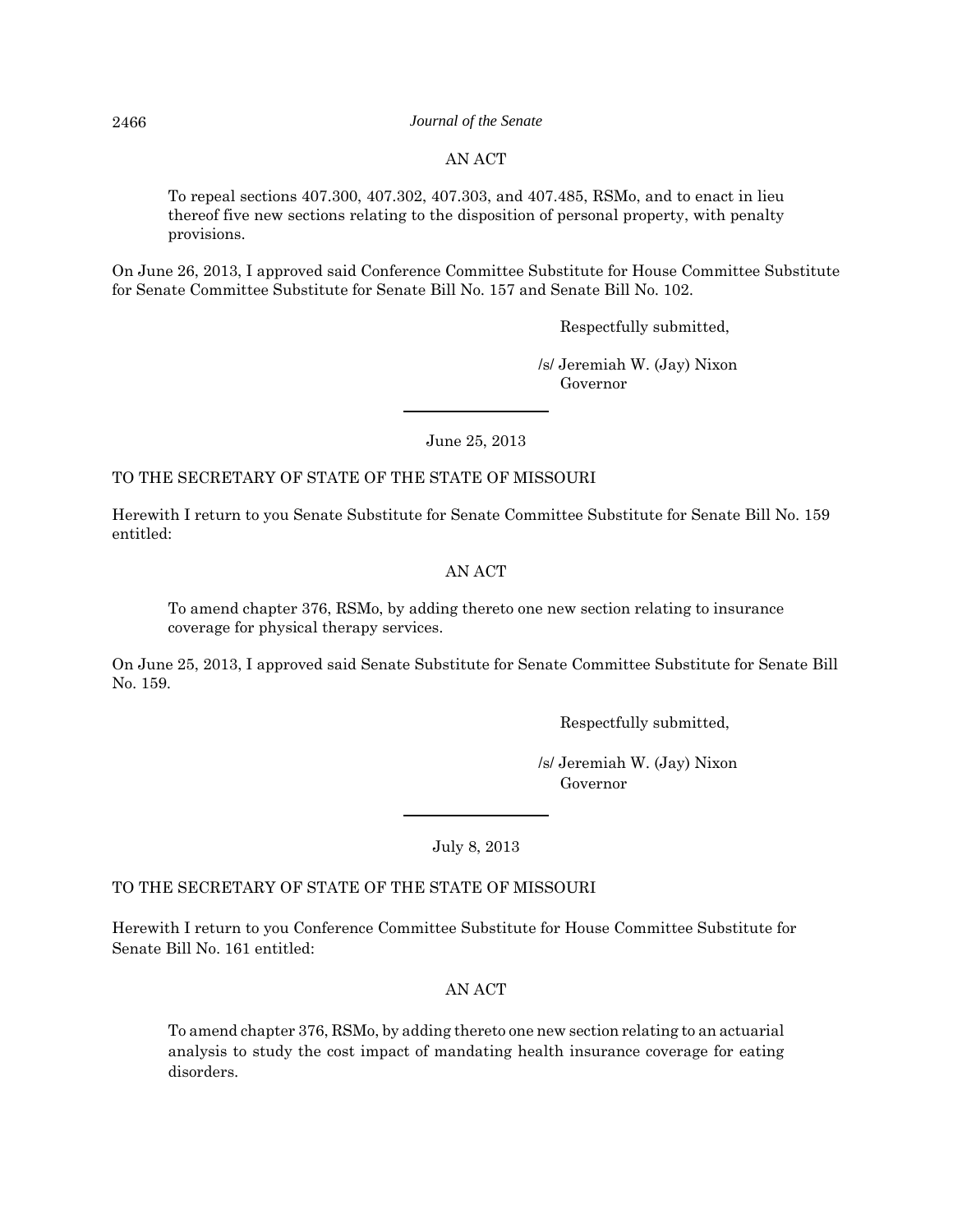AN ACT

To repeal sections 407.300, 407.302, 407.303, and 407.485, RSMo, and to enact in lieu thereof five new sections relating to the disposition of personal property, with penalty provisions.

On June 26, 2013, I approved said Conference Committee Substitute for House Committee Substitute for Senate Committee Substitute for Senate Bill No. 157 and Senate Bill No. 102.

Respectfully submitted,

/s/ Jeremiah W. (Jay) Nixon
Governor

---

June 25, 2013

TO THE SECRETARY OF STATE OF THE STATE OF MISSOURI

Herewith I return to you Senate Substitute for Senate Committee Substitute for Senate Bill No. 159 entitled:

AN ACT

To amend chapter 376, RSMo, by adding thereto one new section relating to insurance coverage for physical therapy services.

On June 25, 2013, I approved said Senate Substitute for Senate Committee Substitute for Senate Bill No. 159.

Respectfully submitted,

/s/ Jeremiah W. (Jay) Nixon
Governor

---

July 8, 2013

TO THE SECRETARY OF STATE OF THE STATE OF MISSOURI

Herewith I return to you Conference Committee Substitute for House Committee Substitute for Senate Bill No. 161 entitled:

AN ACT

To amend chapter 376, RSMo, by adding thereto one new section relating to an actuarial analysis to study the cost impact of mandating health insurance coverage for eating disorders.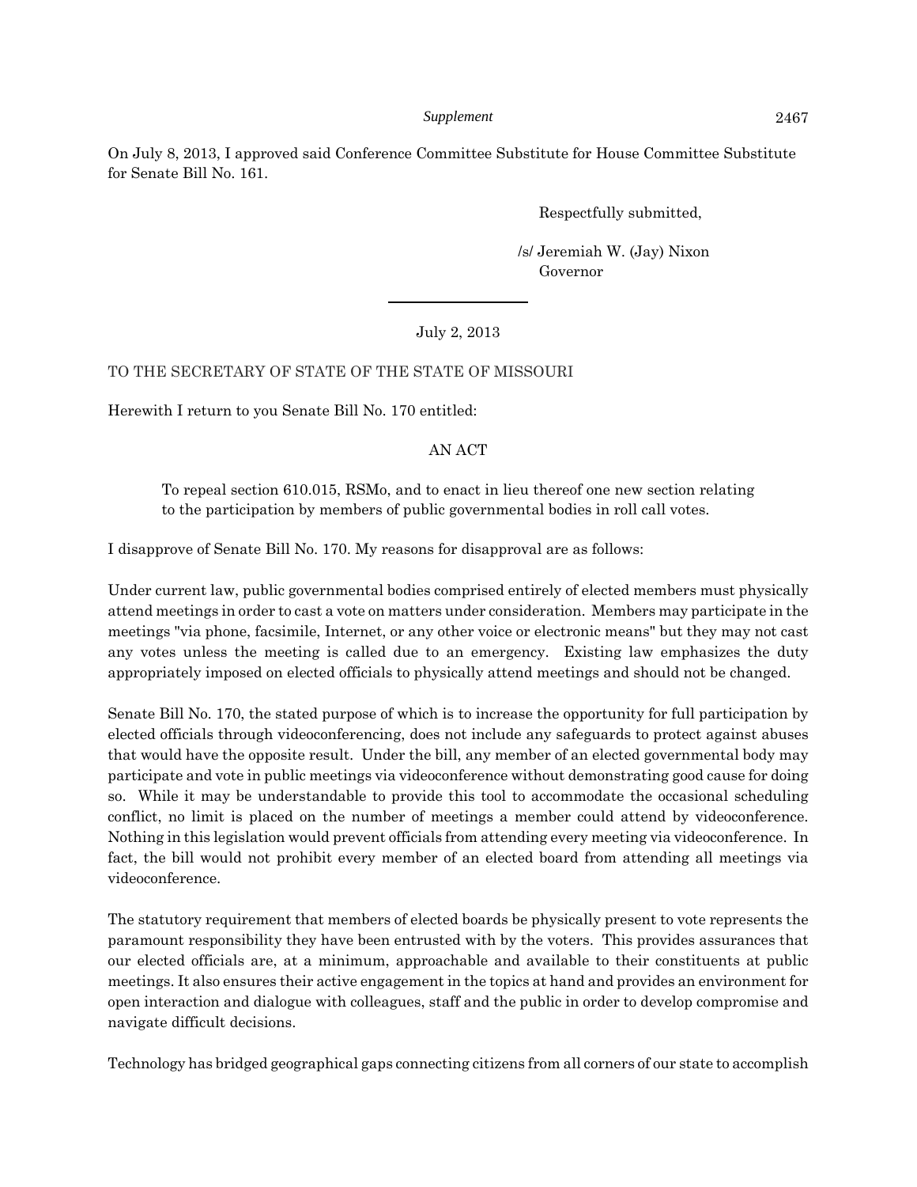On July 8, 2013, I approved said Conference Committee Substitute for House Committee Substitute for Senate Bill No. 161.

Respectfully submitted,

/s/ Jeremiah W. (Jay) Nixon
Governor

---

July 2, 2013

TO THE SECRETARY OF STATE OF THE STATE OF MISSOURI

Herewith I return to you Senate Bill No. 170 entitled:

AN ACT

> To repeal section 610.015, RSMo, and to enact in lieu thereof one new section relating to the participation by members of public governmental bodies in roll call votes.

I disapprove of Senate Bill No. 170. My reasons for disapproval are as follows:

Under current law, public governmental bodies comprised entirely of elected members must physically attend meetings in order to cast a vote on matters under consideration. Members may participate in the meetings "via phone, facsimile, Internet, or any other voice or electronic means" but they may not cast any votes unless the meeting is called due to an emergency. Existing law emphasizes the duty appropriately imposed on elected officials to physically attend meetings and should not be changed.

Senate Bill No. 170, the stated purpose of which is to increase the opportunity for full participation by elected officials through videoconferencing, does not include any safeguards to protect against abuses that would have the opposite result. Under the bill, any member of an elected governmental body may participate and vote in public meetings via videoconference without demonstrating good cause for doing so. While it may be understandable to provide this tool to accommodate the occasional scheduling conflict, no limit is placed on the number of meetings a member could attend by videoconference. Nothing in this legislation would prevent officials from attending every meeting via videoconference. In fact, the bill would not prohibit every member of an elected board from attending all meetings via videoconference.

The statutory requirement that members of elected boards be physically present to vote represents the paramount responsibility they have been entrusted with by the voters. This provides assurances that our elected officials are, at a minimum, approachable and available to their constituents at public meetings. It also ensures their active engagement in the topics at hand and provides an environment for open interaction and dialogue with colleagues, staff and the public in order to develop compromise and navigate difficult decisions.

Technology has bridged geographical gaps connecting citizens from all corners of our state to accomplish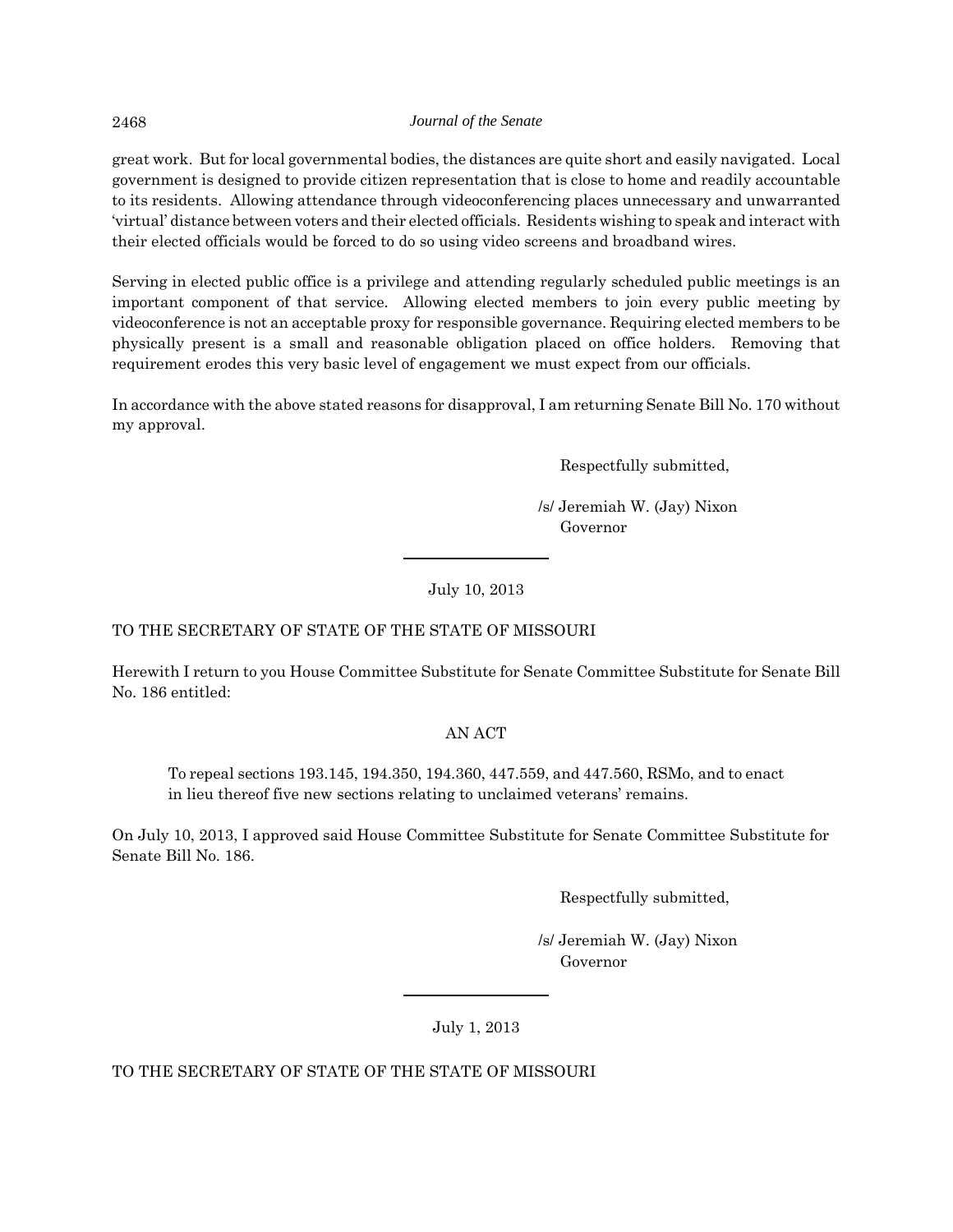great work. But for local governmental bodies, the distances are quite short and easily navigated. Local government is designed to provide citizen representation that is close to home and readily accountable to its residents. Allowing attendance through videoconferencing places unnecessary and unwarranted 'virtual' distance between voters and their elected officials. Residents wishing to speak and interact with their elected officials would be forced to do so using video screens and broadband wires.

Serving in elected public office is a privilege and attending regularly scheduled public meetings is an important component of that service. Allowing elected members to join every public meeting by videoconference is not an acceptable proxy for responsible governance. Requiring elected members to be physically present is a small and reasonable obligation placed on office holders. Removing that requirement erodes this very basic level of engagement we must expect from our officials.

In accordance with the above stated reasons for disapproval, I am returning Senate Bill No. 170 without my approval.

Respectfully submitted,

/s/ Jeremiah W. (Jay) Nixon
Governor

---

July 10, 2013

TO THE SECRETARY OF STATE OF THE STATE OF MISSOURI

Herewith I return to you House Committee Substitute for Senate Committee Substitute for Senate Bill No. 186 entitled:

AN ACT

To repeal sections 193.145, 194.350, 194.360, 447.559, and 447.560, RSMo, and to enact in lieu thereof five new sections relating to unclaimed veterans' remains.

On July 10, 2013, I approved said House Committee Substitute for Senate Committee Substitute for Senate Bill No. 186.

Respectfully submitted,

/s/ Jeremiah W. (Jay) Nixon
Governor

---

July 1, 2013

TO THE SECRETARY OF STATE OF THE STATE OF MISSOURI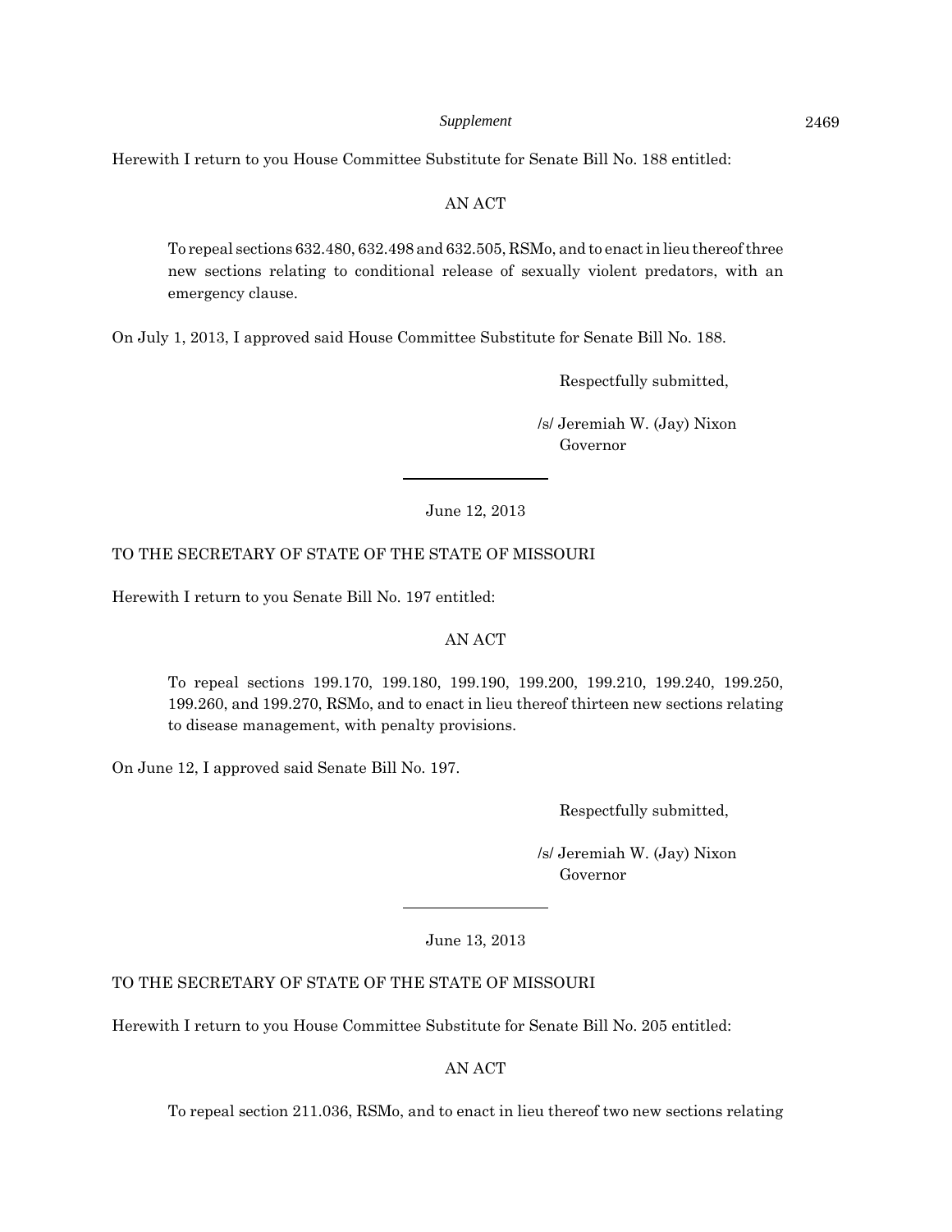Herewith I return to you House Committee Substitute for Senate Bill No. 188 entitled:

AN ACT

> To repeal sections 632.480, 632.498 and 632.505, RSMo, and to enact in lieu thereof three new sections relating to conditional release of sexually violent predators, with an emergency clause.

On July 1, 2013, I approved said House Committee Substitute for Senate Bill No. 188.

Respectfully submitted,

/s/ Jeremiah W. (Jay) Nixon
Governor

---

June 12, 2013

TO THE SECRETARY OF STATE OF THE STATE OF MISSOURI

Herewith I return to you Senate Bill No. 197 entitled:

AN ACT

> To repeal sections 199.170, 199.180, 199.190, 199.200, 199.210, 199.240, 199.250, 199.260, and 199.270, RSMo, and to enact in lieu thereof thirteen new sections relating to disease management, with penalty provisions.

On June 12, I approved said Senate Bill No. 197.

Respectfully submitted,

/s/ Jeremiah W. (Jay) Nixon
Governor

---

June 13, 2013

TO THE SECRETARY OF STATE OF THE STATE OF MISSOURI

Herewith I return to you House Committee Substitute for Senate Bill No. 205 entitled:

AN ACT

> To repeal section 211.036, RSMo, and to enact in lieu thereof two new sections relating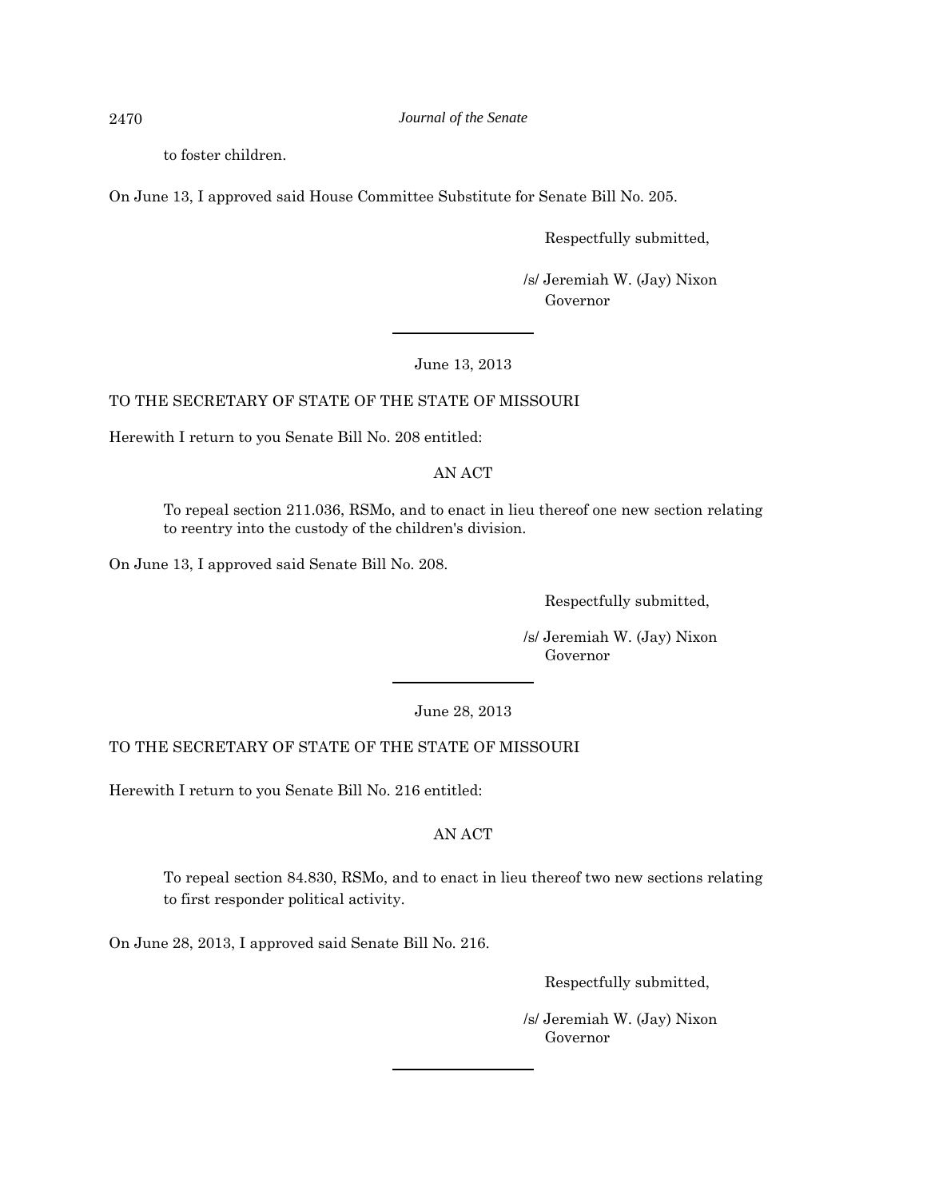to foster children.

On June 13, I approved said House Committee Substitute for Senate Bill No. 205.

Respectfully submitted,

/s/ Jeremiah W. (Jay) Nixon
Governor

---

June 13, 2013

TO THE SECRETARY OF STATE OF THE STATE OF MISSOURI

Herewith I return to you Senate Bill No. 208 entitled:

AN ACT

To repeal section 211.036, RSMo, and to enact in lieu thereof one new section relating to reentry into the custody of the children's division.

On June 13, I approved said Senate Bill No. 208.

Respectfully submitted,

/s/ Jeremiah W. (Jay) Nixon
Governor

---

June 28, 2013

TO THE SECRETARY OF STATE OF THE STATE OF MISSOURI

Herewith I return to you Senate Bill No. 216 entitled:

AN ACT

To repeal section 84.830, RSMo, and to enact in lieu thereof two new sections relating to first responder political activity.

On June 28, 2013, I approved said Senate Bill No. 216.

Respectfully submitted,

/s/ Jeremiah W. (Jay) Nixon
Governor

---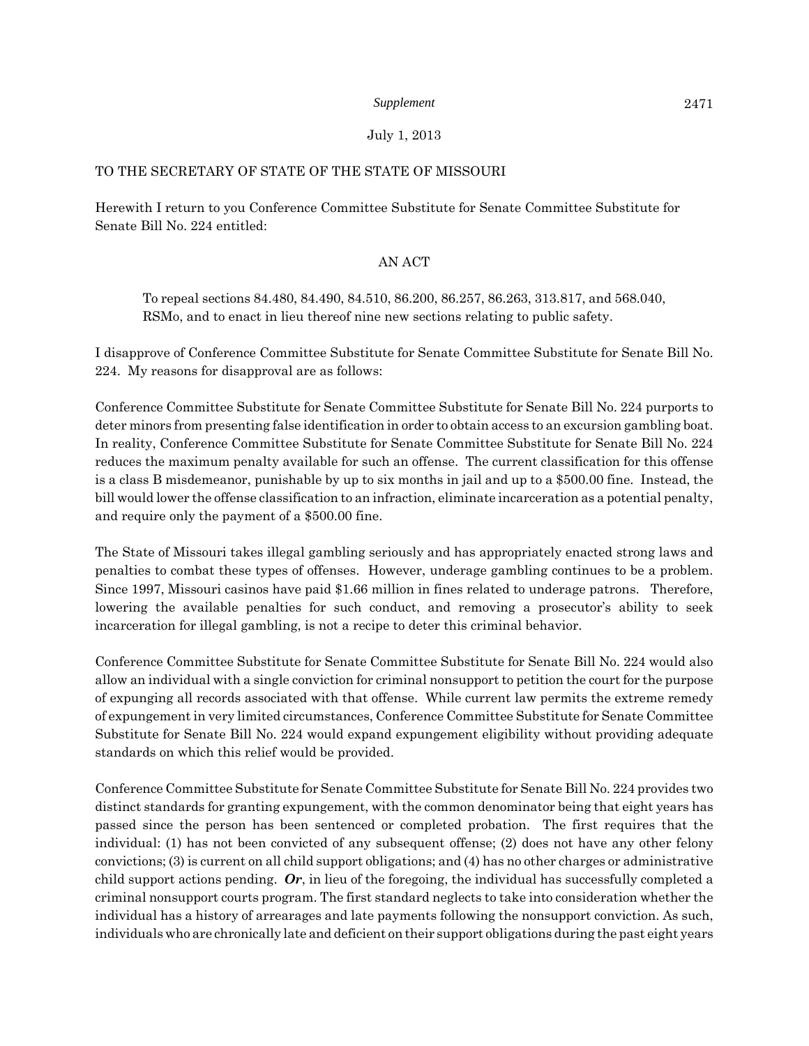July 1, 2013

TO THE SECRETARY OF STATE OF THE STATE OF MISSOURI

Herewith I return to you Conference Committee Substitute for Senate Committee Substitute for Senate Bill No. 224 entitled:

AN ACT

> To repeal sections 84.480, 84.490, 84.510, 86.200, 86.257, 86.263, 313.817, and 568.040, RSMo, and to enact in lieu thereof nine new sections relating to public safety.

I disapprove of Conference Committee Substitute for Senate Committee Substitute for Senate Bill No. 224. My reasons for disapproval are as follows:

Conference Committee Substitute for Senate Committee Substitute for Senate Bill No. 224 purports to deter minors from presenting false identification in order to obtain access to an excursion gambling boat. In reality, Conference Committee Substitute for Senate Committee Substitute for Senate Bill No. 224 reduces the maximum penalty available for such an offense. The current classification for this offense is a class B misdemeanor, punishable by up to six months in jail and up to a $500.00 fine. Instead, the bill would lower the offense classification to an infraction, eliminate incarceration as a potential penalty, and require only the payment of a $500.00 fine.

The State of Missouri takes illegal gambling seriously and has appropriately enacted strong laws and penalties to combat these types of offenses. However, underage gambling continues to be a problem. Since 1997, Missouri casinos have paid $1.66 million in fines related to underage patrons. Therefore, lowering the available penalties for such conduct, and removing a prosecutor's ability to seek incarceration for illegal gambling, is not a recipe to deter this criminal behavior.

Conference Committee Substitute for Senate Committee Substitute for Senate Bill No. 224 would also allow an individual with a single conviction for criminal nonsupport to petition the court for the purpose of expunging all records associated with that offense. While current law permits the extreme remedy of expungement in very limited circumstances, Conference Committee Substitute for Senate Committee Substitute for Senate Bill No. 224 would expand expungement eligibility without providing adequate standards on which this relief would be provided.

Conference Committee Substitute for Senate Committee Substitute for Senate Bill No. 224 provides two distinct standards for granting expungement, with the common denominator being that eight years has passed since the person has been sentenced or completed probation. The first requires that the individual: (1) has not been convicted of any subsequent offense; (2) does not have any other felony convictions; (3) is current on all child support obligations; and (4) has no other charges or administrative child support actions pending. ***Or***, in lieu of the foregoing, the individual has successfully completed a criminal nonsupport courts program. The first standard neglects to take into consideration whether the individual has a history of arrearages and late payments following the nonsupport conviction. As such, individuals who are chronically late and deficient on their support obligations during the past eight years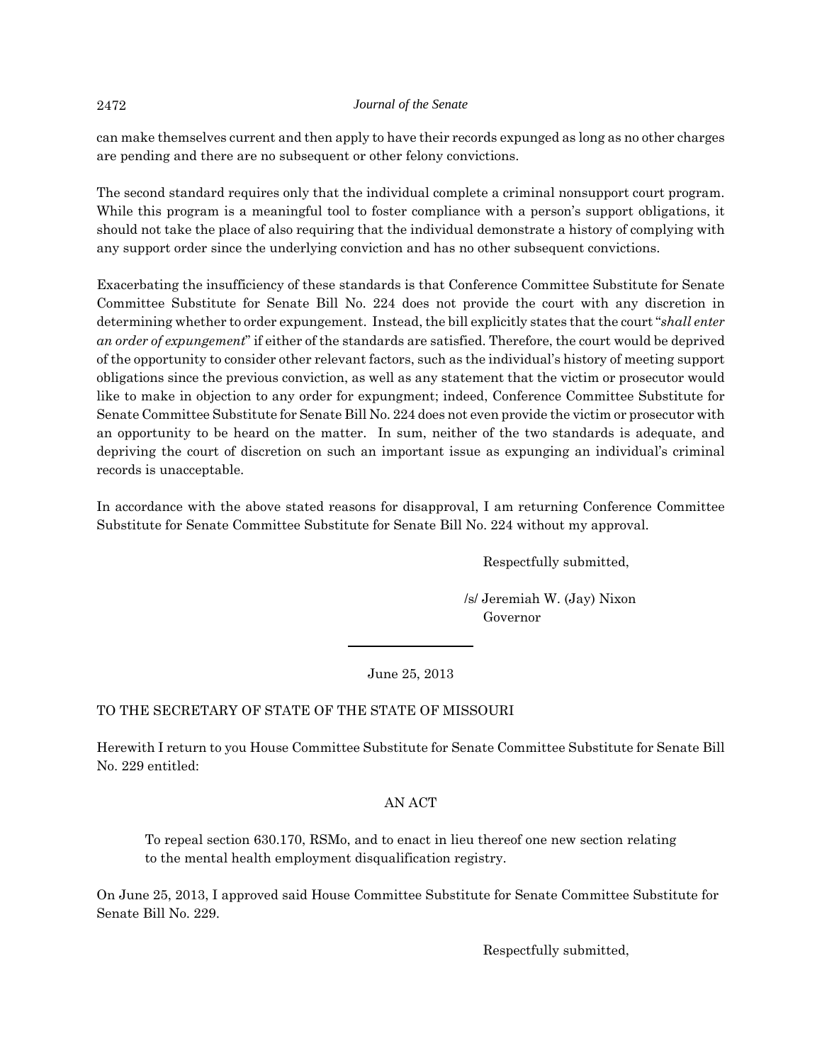can make themselves current and then apply to have their records expunged as long as no other charges are pending and there are no subsequent or other felony convictions.

The second standard requires only that the individual complete a criminal nonsupport court program. While this program is a meaningful tool to foster compliance with a person's support obligations, it should not take the place of also requiring that the individual demonstrate a history of complying with any support order since the underlying conviction and has no other subsequent convictions.

Exacerbating the insufficiency of these standards is that Conference Committee Substitute for Senate Committee Substitute for Senate Bill No. 224 does not provide the court with any discretion in determining whether to order expungement. Instead, the bill explicitly states that the court "*shall enter an order of expungement*" if either of the standards are satisfied. Therefore, the court would be deprived of the opportunity to consider other relevant factors, such as the individual's history of meeting support obligations since the previous conviction, as well as any statement that the victim or prosecutor would like to make in objection to any order for expungment; indeed, Conference Committee Substitute for Senate Committee Substitute for Senate Bill No. 224 does not even provide the victim or prosecutor with an opportunity to be heard on the matter. In sum, neither of the two standards is adequate, and depriving the court of discretion on such an important issue as expunging an individual's criminal records is unacceptable.

In accordance with the above stated reasons for disapproval, I am returning Conference Committee Substitute for Senate Committee Substitute for Senate Bill No. 224 without my approval.

Respectfully submitted,

/s/ Jeremiah W. (Jay) Nixon
Governor

---

June 25, 2013

TO THE SECRETARY OF STATE OF THE STATE OF MISSOURI

Herewith I return to you House Committee Substitute for Senate Committee Substitute for Senate Bill No. 229 entitled:

AN ACT

To repeal section 630.170, RSMo, and to enact in lieu thereof one new section relating to the mental health employment disqualification registry.

On June 25, 2013, I approved said House Committee Substitute for Senate Committee Substitute for Senate Bill No. 229.

Respectfully submitted,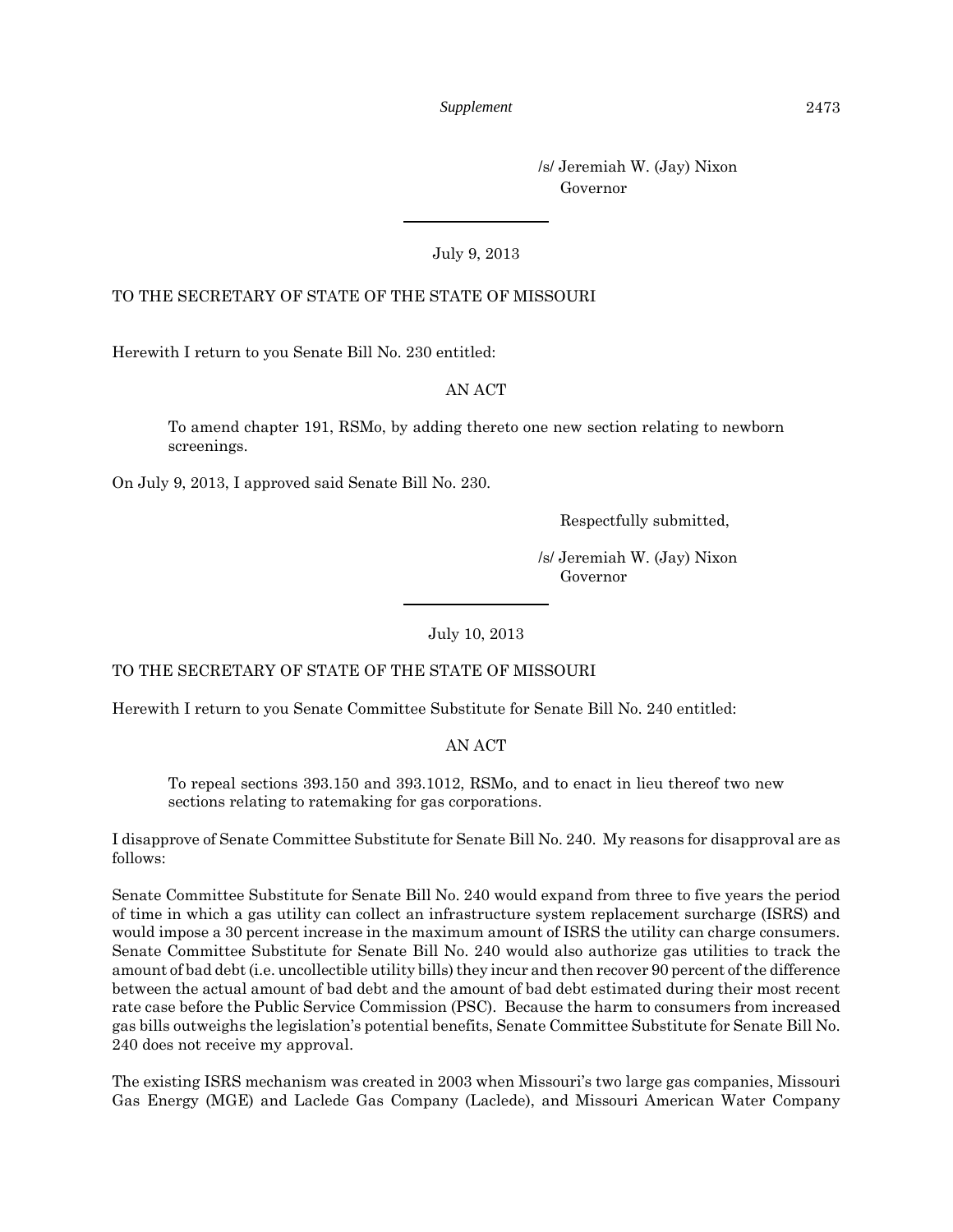/s/ Jeremiah W. (Jay) Nixon
Governor

---

July 9, 2013

TO THE SECRETARY OF STATE OF THE STATE OF MISSOURI

Herewith I return to you Senate Bill No. 230 entitled:

AN ACT

> To amend chapter 191, RSMo, by adding thereto one new section relating to newborn screenings.

On July 9, 2013, I approved said Senate Bill No. 230.

Respectfully submitted,

/s/ Jeremiah W. (Jay) Nixon
Governor

---

July 10, 2013

TO THE SECRETARY OF STATE OF THE STATE OF MISSOURI

Herewith I return to you Senate Committee Substitute for Senate Bill No. 240 entitled:

AN ACT

> To repeal sections 393.150 and 393.1012, RSMo, and to enact in lieu thereof two new sections relating to ratemaking for gas corporations.

I disapprove of Senate Committee Substitute for Senate Bill No. 240. My reasons for disapproval are as follows:

Senate Committee Substitute for Senate Bill No. 240 would expand from three to five years the period of time in which a gas utility can collect an infrastructure system replacement surcharge (ISRS) and would impose a 30 percent increase in the maximum amount of ISRS the utility can charge consumers. Senate Committee Substitute for Senate Bill No. 240 would also authorize gas utilities to track the amount of bad debt (i.e. uncollectible utility bills) they incur and then recover 90 percent of the difference between the actual amount of bad debt and the amount of bad debt estimated during their most recent rate case before the Public Service Commission (PSC). Because the harm to consumers from increased gas bills outweighs the legislation's potential benefits, Senate Committee Substitute for Senate Bill No. 240 does not receive my approval.

The existing ISRS mechanism was created in 2003 when Missouri's two large gas companies, Missouri Gas Energy (MGE) and Laclede Gas Company (Laclede), and Missouri American Water Company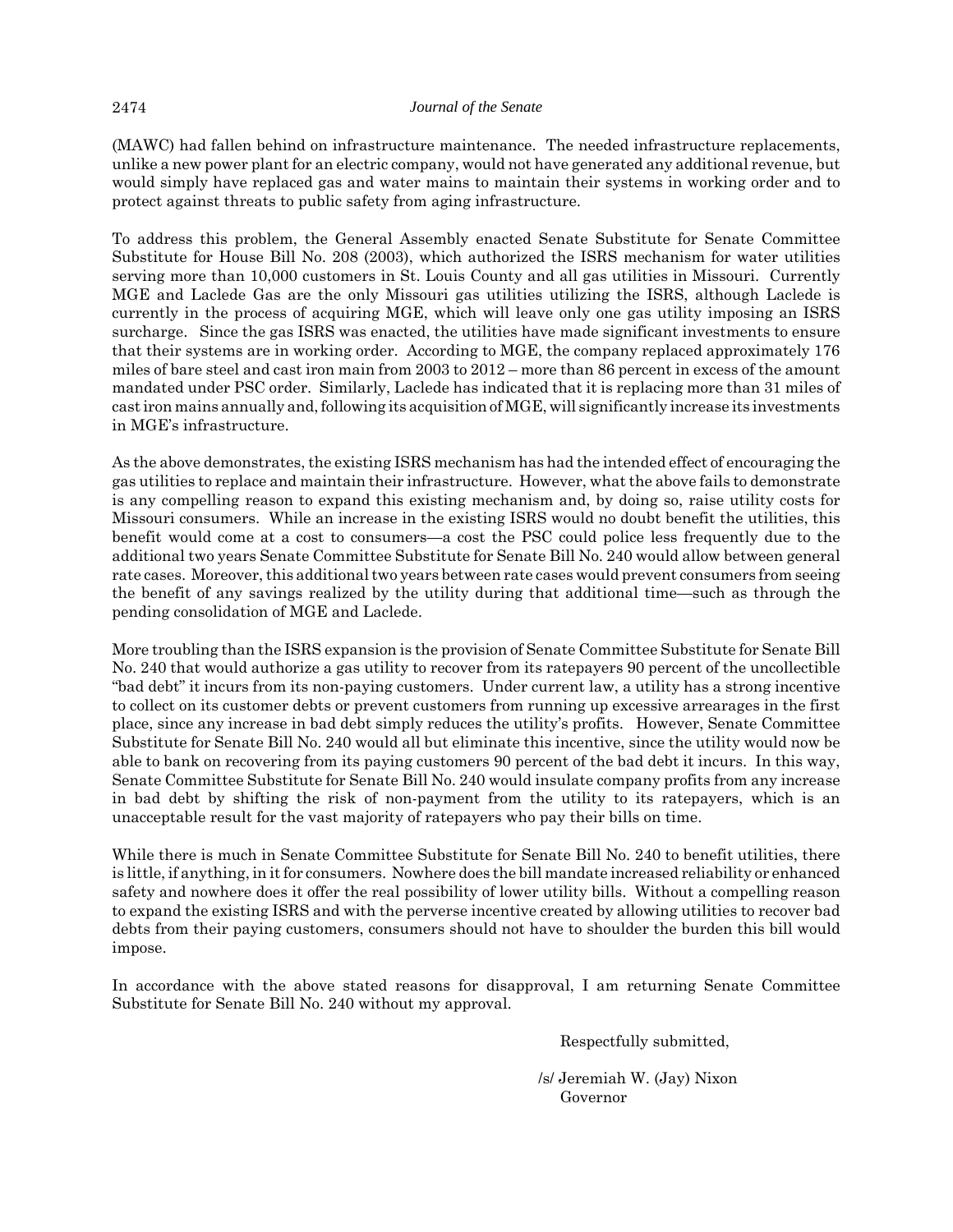(MAWC) had fallen behind on infrastructure maintenance. The needed infrastructure replacements, unlike a new power plant for an electric company, would not have generated any additional revenue, but would simply have replaced gas and water mains to maintain their systems in working order and to protect against threats to public safety from aging infrastructure.

To address this problem, the General Assembly enacted Senate Substitute for Senate Committee Substitute for House Bill No. 208 (2003), which authorized the ISRS mechanism for water utilities serving more than 10,000 customers in St. Louis County and all gas utilities in Missouri. Currently MGE and Laclede Gas are the only Missouri gas utilities utilizing the ISRS, although Laclede is currently in the process of acquiring MGE, which will leave only one gas utility imposing an ISRS surcharge. Since the gas ISRS was enacted, the utilities have made significant investments to ensure that their systems are in working order. According to MGE, the company replaced approximately 176 miles of bare steel and cast iron main from 2003 to 2012 – more than 86 percent in excess of the amount mandated under PSC order. Similarly, Laclede has indicated that it is replacing more than 31 miles of cast iron mains annually and, following its acquisition of MGE, will significantly increase its investments in MGE's infrastructure.

As the above demonstrates, the existing ISRS mechanism has had the intended effect of encouraging the gas utilities to replace and maintain their infrastructure. However, what the above fails to demonstrate is any compelling reason to expand this existing mechanism and, by doing so, raise utility costs for Missouri consumers. While an increase in the existing ISRS would no doubt benefit the utilities, this benefit would come at a cost to consumers—a cost the PSC could police less frequently due to the additional two years Senate Committee Substitute for Senate Bill No. 240 would allow between general rate cases. Moreover, this additional two years between rate cases would prevent consumers from seeing the benefit of any savings realized by the utility during that additional time—such as through the pending consolidation of MGE and Laclede.

More troubling than the ISRS expansion is the provision of Senate Committee Substitute for Senate Bill No. 240 that would authorize a gas utility to recover from its ratepayers 90 percent of the uncollectible "bad debt" it incurs from its non-paying customers. Under current law, a utility has a strong incentive to collect on its customer debts or prevent customers from running up excessive arrearages in the first place, since any increase in bad debt simply reduces the utility's profits. However, Senate Committee Substitute for Senate Bill No. 240 would all but eliminate this incentive, since the utility would now be able to bank on recovering from its paying customers 90 percent of the bad debt it incurs. In this way, Senate Committee Substitute for Senate Bill No. 240 would insulate company profits from any increase in bad debt by shifting the risk of non-payment from the utility to its ratepayers, which is an unacceptable result for the vast majority of ratepayers who pay their bills on time.

While there is much in Senate Committee Substitute for Senate Bill No. 240 to benefit utilities, there is little, if anything, in it for consumers. Nowhere does the bill mandate increased reliability or enhanced safety and nowhere does it offer the real possibility of lower utility bills. Without a compelling reason to expand the existing ISRS and with the perverse incentive created by allowing utilities to recover bad debts from their paying customers, consumers should not have to shoulder the burden this bill would impose.

In accordance with the above stated reasons for disapproval, I am returning Senate Committee Substitute for Senate Bill No. 240 without my approval.

Respectfully submitted,

/s/ Jeremiah W. (Jay) Nixon
Governor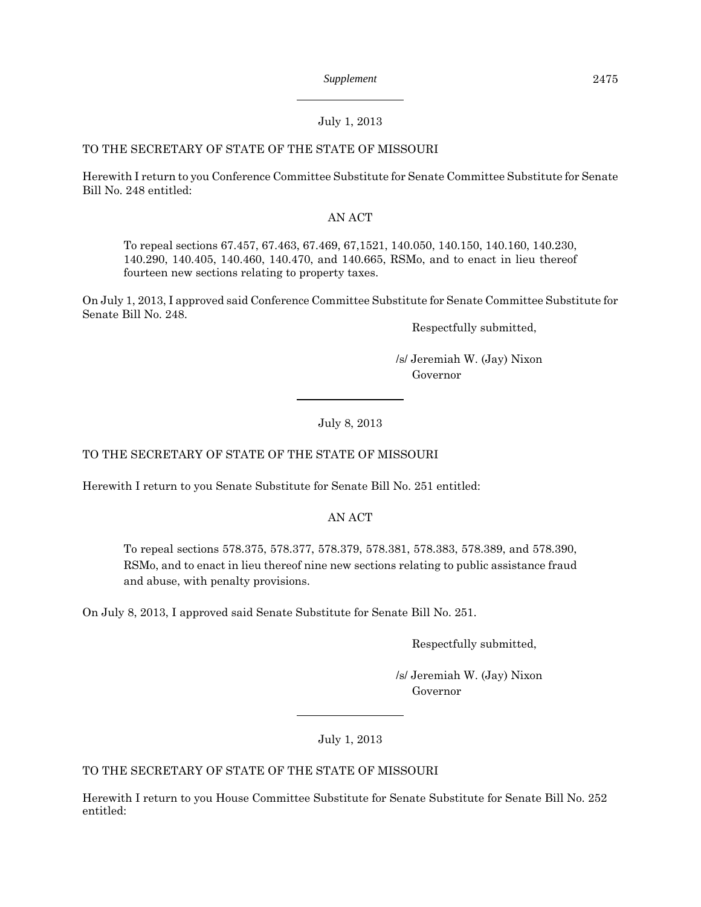---

July 1, 2013

TO THE SECRETARY OF STATE OF THE STATE OF MISSOURI

Herewith I return to you Conference Committee Substitute for Senate Committee Substitute for Senate Bill No. 248 entitled:

AN ACT

> To repeal sections 67.457, 67.463, 67.469, 67,1521, 140.050, 140.150, 140.160, 140.230, 140.290, 140.405, 140.460, 140.470, and 140.665, RSMo, and to enact in lieu thereof fourteen new sections relating to property taxes.

On July 1, 2013, I approved said Conference Committee Substitute for Senate Committee Substitute for Senate Bill No. 248.

Respectfully submitted,

/s/ Jeremiah W. (Jay) Nixon
Governor

---

July 8, 2013

TO THE SECRETARY OF STATE OF THE STATE OF MISSOURI

Herewith I return to you Senate Substitute for Senate Bill No. 251 entitled:

AN ACT

> To repeal sections 578.375, 578.377, 578.379, 578.381, 578.383, 578.389, and 578.390, RSMo, and to enact in lieu thereof nine new sections relating to public assistance fraud and abuse, with penalty provisions.

On July 8, 2013, I approved said Senate Substitute for Senate Bill No. 251.

Respectfully submitted,

/s/ Jeremiah W. (Jay) Nixon
Governor

---

July 1, 2013

TO THE SECRETARY OF STATE OF THE STATE OF MISSOURI

Herewith I return to you House Committee Substitute for Senate Substitute for Senate Bill No. 252 entitled: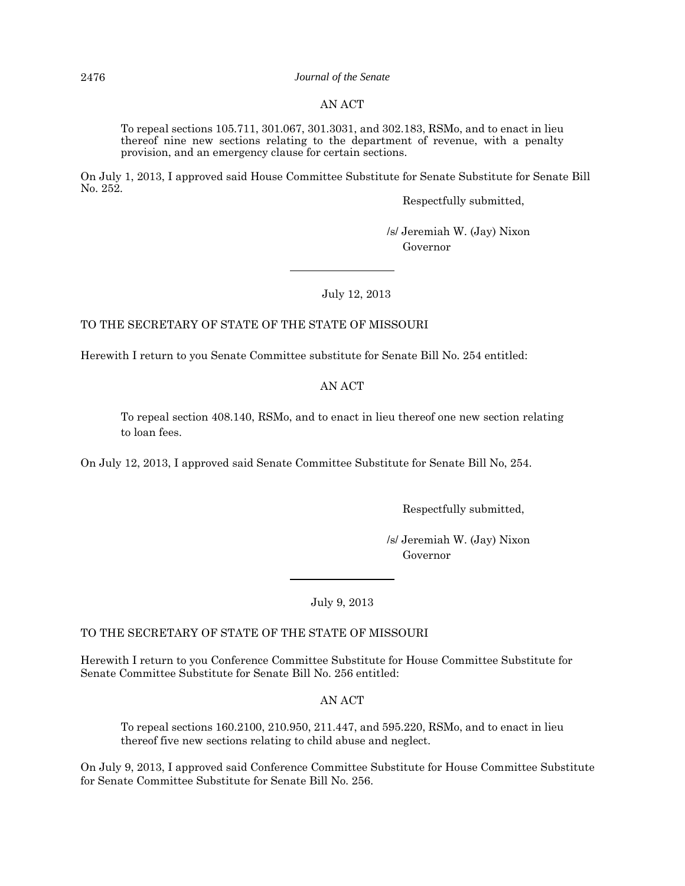AN ACT

> To repeal sections 105.711, 301.067, 301.3031, and 302.183, RSMo, and to enact in lieu thereof nine new sections relating to the department of revenue, with a penalty provision, and an emergency clause for certain sections.

On July 1, 2013, I approved said House Committee Substitute for Senate Substitute for Senate Bill No. 252.

Respectfully submitted,

/s/ Jeremiah W. (Jay) Nixon
Governor

---

July 12, 2013

TO THE SECRETARY OF STATE OF THE STATE OF MISSOURI

Herewith I return to you Senate Committee substitute for Senate Bill No. 254 entitled:

AN ACT

> To repeal section 408.140, RSMo, and to enact in lieu thereof one new section relating to loan fees.

On July 12, 2013, I approved said Senate Committee Substitute for Senate Bill No, 254.

Respectfully submitted,

/s/ Jeremiah W. (Jay) Nixon
Governor

---

July 9, 2013

TO THE SECRETARY OF STATE OF THE STATE OF MISSOURI

Herewith I return to you Conference Committee Substitute for House Committee Substitute for Senate Committee Substitute for Senate Bill No. 256 entitled:

AN ACT

> To repeal sections 160.2100, 210.950, 211.447, and 595.220, RSMo, and to enact in lieu thereof five new sections relating to child abuse and neglect.

On July 9, 2013, I approved said Conference Committee Substitute for House Committee Substitute for Senate Committee Substitute for Senate Bill No. 256.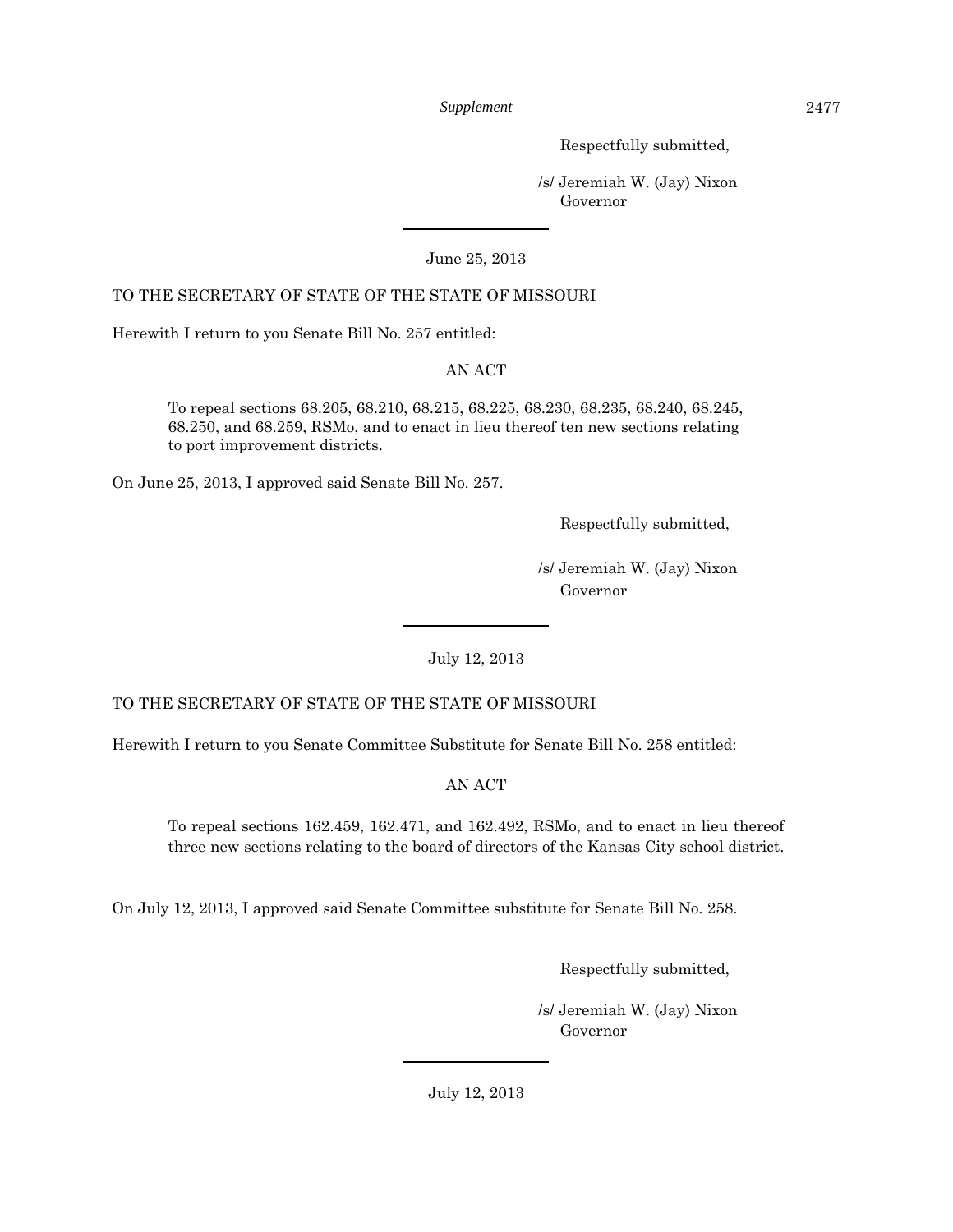Respectfully submitted,

/s/ Jeremiah W. (Jay) Nixon
Governor

---

June 25, 2013

TO THE SECRETARY OF STATE OF THE STATE OF MISSOURI

Herewith I return to you Senate Bill No. 257 entitled:

AN ACT

> To repeal sections 68.205, 68.210, 68.215, 68.225, 68.230, 68.235, 68.240, 68.245, 68.250, and 68.259, RSMo, and to enact in lieu thereof ten new sections relating to port improvement districts.

On June 25, 2013, I approved said Senate Bill No. 257.

Respectfully submitted,

/s/ Jeremiah W. (Jay) Nixon
Governor

---

July 12, 2013

TO THE SECRETARY OF STATE OF THE STATE OF MISSOURI

Herewith I return to you Senate Committee Substitute for Senate Bill No. 258 entitled:

AN ACT

> To repeal sections 162.459, 162.471, and 162.492, RSMo, and to enact in lieu thereof three new sections relating to the board of directors of the Kansas City school district.

On July 12, 2013, I approved said Senate Committee substitute for Senate Bill No. 258.

Respectfully submitted,

/s/ Jeremiah W. (Jay) Nixon
Governor

---

July 12, 2013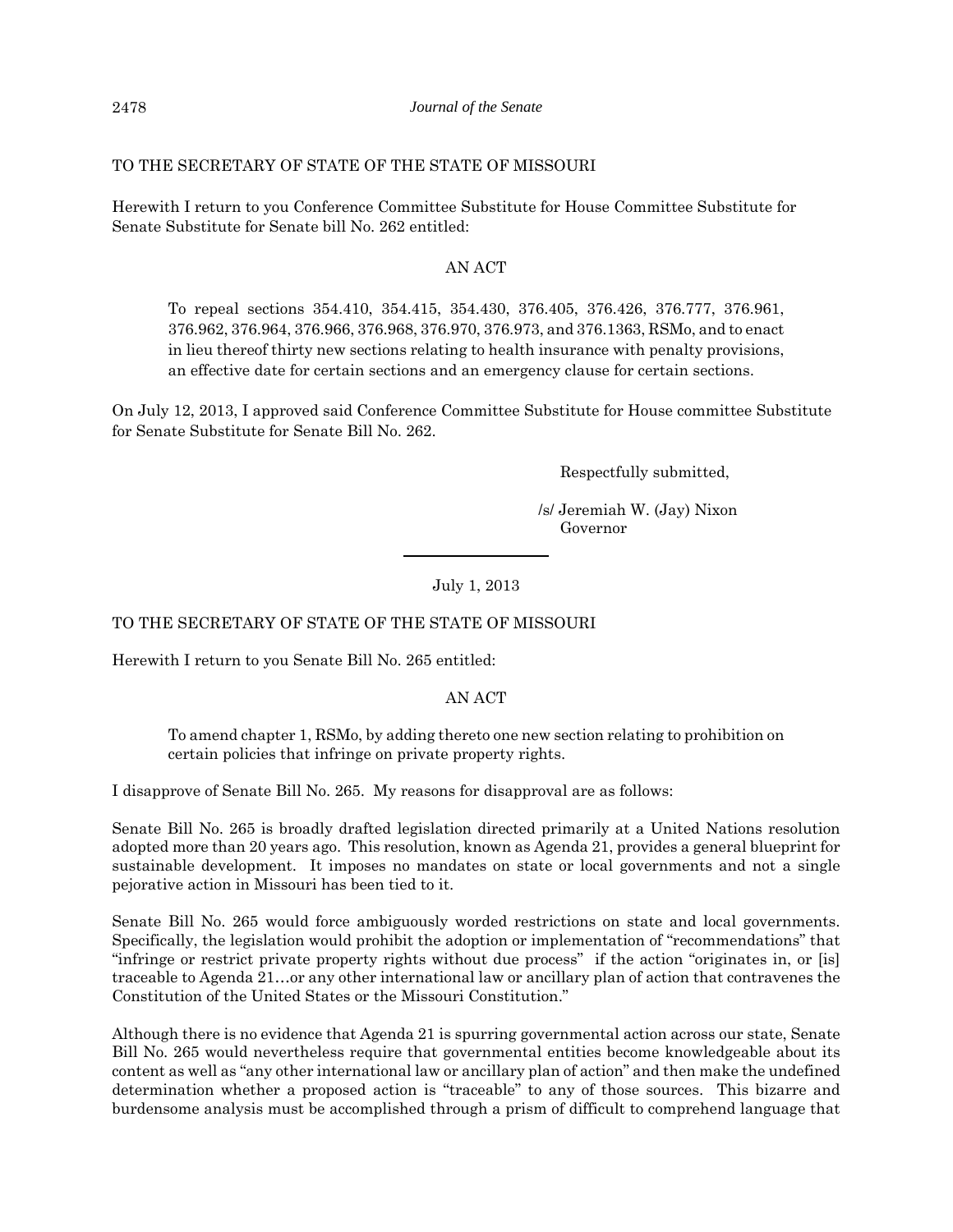TO THE SECRETARY OF STATE OF THE STATE OF MISSOURI

Herewith I return to you Conference Committee Substitute for House Committee Substitute for Senate Substitute for Senate bill No. 262 entitled:

AN ACT

> To repeal sections 354.410, 354.415, 354.430, 376.405, 376.426, 376.777, 376.961, 376.962, 376.964, 376.966, 376.968, 376.970, 376.973, and 376.1363, RSMo, and to enact in lieu thereof thirty new sections relating to health insurance with penalty provisions, an effective date for certain sections and an emergency clause for certain sections.

On July 12, 2013, I approved said Conference Committee Substitute for House committee Substitute for Senate Substitute for Senate Bill No. 262.

Respectfully submitted,

/s/ Jeremiah W. (Jay) Nixon
Governor

---

July 1, 2013

TO THE SECRETARY OF STATE OF THE STATE OF MISSOURI

Herewith I return to you Senate Bill No. 265 entitled:

AN ACT

> To amend chapter 1, RSMo, by adding thereto one new section relating to prohibition on certain policies that infringe on private property rights.

I disapprove of Senate Bill No. 265. My reasons for disapproval are as follows:

Senate Bill No. 265 is broadly drafted legislation directed primarily at a United Nations resolution adopted more than 20 years ago. This resolution, known as Agenda 21, provides a general blueprint for sustainable development. It imposes no mandates on state or local governments and not a single pejorative action in Missouri has been tied to it.

Senate Bill No. 265 would force ambiguously worded restrictions on state and local governments. Specifically, the legislation would prohibit the adoption or implementation of "recommendations" that "infringe or restrict private property rights without due process" if the action "originates in, or [is] traceable to Agenda 21…or any other international law or ancillary plan of action that contravenes the Constitution of the United States or the Missouri Constitution."

Although there is no evidence that Agenda 21 is spurring governmental action across our state, Senate Bill No. 265 would nevertheless require that governmental entities become knowledgeable about its content as well as "any other international law or ancillary plan of action" and then make the undefined determination whether a proposed action is "traceable" to any of those sources. This bizarre and burdensome analysis must be accomplished through a prism of difficult to comprehend language that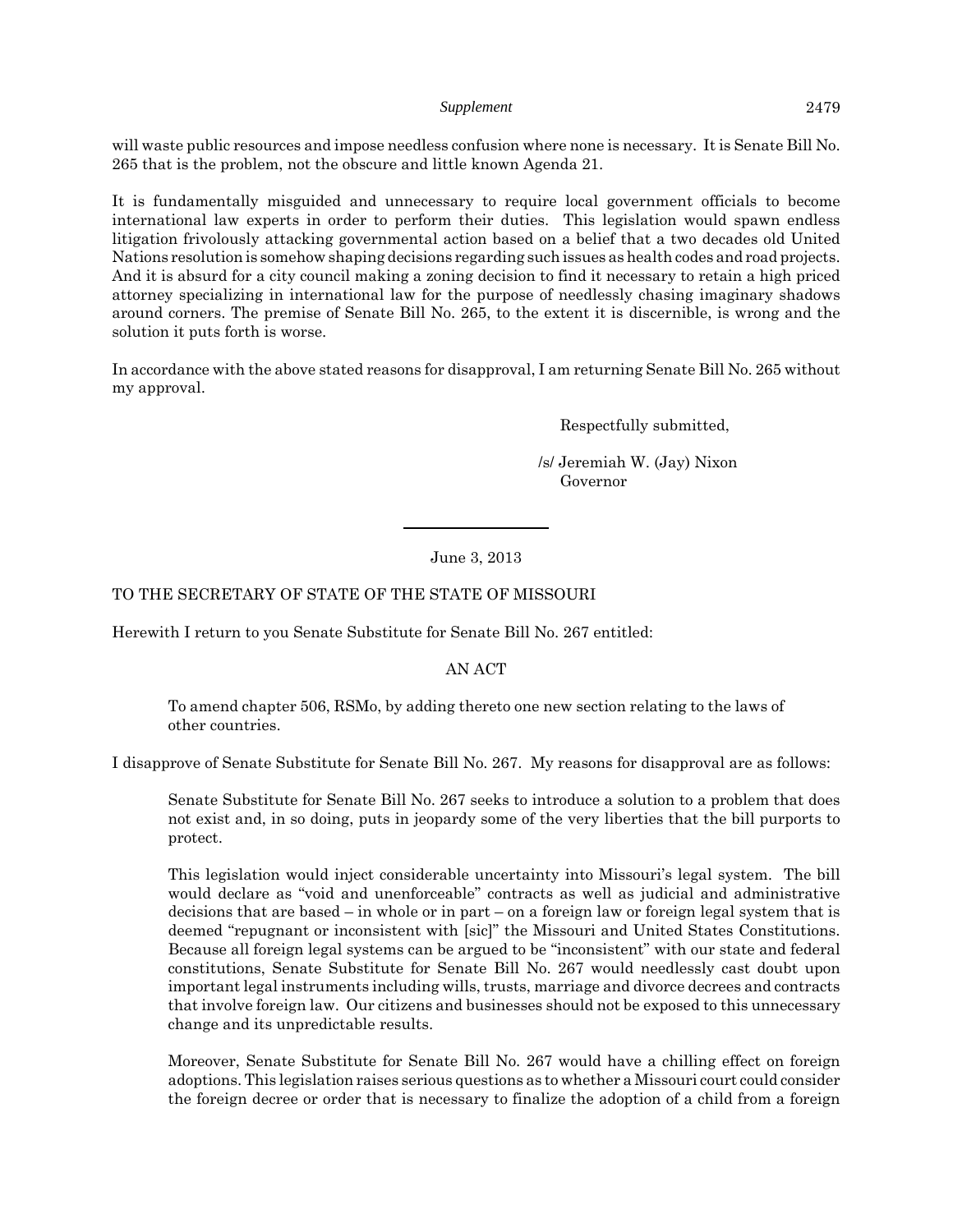will waste public resources and impose needless confusion where none is necessary. It is Senate Bill No. 265 that is the problem, not the obscure and little known Agenda 21.

It is fundamentally misguided and unnecessary to require local government officials to become international law experts in order to perform their duties. This legislation would spawn endless litigation frivolously attacking governmental action based on a belief that a two decades old United Nations resolution is somehow shaping decisions regarding such issues as health codes and road projects. And it is absurd for a city council making a zoning decision to find it necessary to retain a high priced attorney specializing in international law for the purpose of needlessly chasing imaginary shadows around corners. The premise of Senate Bill No. 265, to the extent it is discernible, is wrong and the solution it puts forth is worse.

In accordance with the above stated reasons for disapproval, I am returning Senate Bill No. 265 without my approval.

Respectfully submitted,

/s/ Jeremiah W. (Jay) Nixon
Governor

---

June 3, 2013

TO THE SECRETARY OF STATE OF THE STATE OF MISSOURI

Herewith I return to you Senate Substitute for Senate Bill No. 267 entitled:

AN ACT

To amend chapter 506, RSMo, by adding thereto one new section relating to the laws of other countries.

I disapprove of Senate Substitute for Senate Bill No. 267. My reasons for disapproval are as follows:

Senate Substitute for Senate Bill No. 267 seeks to introduce a solution to a problem that does not exist and, in so doing, puts in jeopardy some of the very liberties that the bill purports to protect.

This legislation would inject considerable uncertainty into Missouri's legal system. The bill would declare as "void and unenforceable" contracts as well as judicial and administrative decisions that are based – in whole or in part – on a foreign law or foreign legal system that is deemed "repugnant or inconsistent with [sic]" the Missouri and United States Constitutions. Because all foreign legal systems can be argued to be "inconsistent" with our state and federal constitutions, Senate Substitute for Senate Bill No. 267 would needlessly cast doubt upon important legal instruments including wills, trusts, marriage and divorce decrees and contracts that involve foreign law. Our citizens and businesses should not be exposed to this unnecessary change and its unpredictable results.

Moreover, Senate Substitute for Senate Bill No. 267 would have a chilling effect on foreign adoptions. This legislation raises serious questions as to whether a Missouri court could consider the foreign decree or order that is necessary to finalize the adoption of a child from a foreign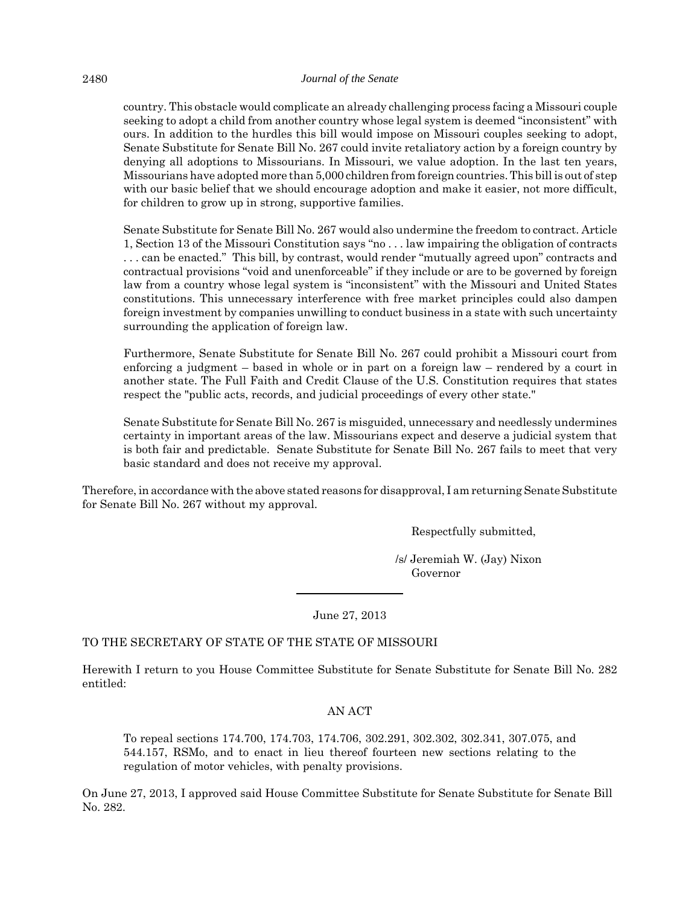country. This obstacle would complicate an already challenging process facing a Missouri couple seeking to adopt a child from another country whose legal system is deemed "inconsistent" with ours. In addition to the hurdles this bill would impose on Missouri couples seeking to adopt, Senate Substitute for Senate Bill No. 267 could invite retaliatory action by a foreign country by denying all adoptions to Missourians. In Missouri, we value adoption. In the last ten years, Missourians have adopted more than 5,000 children from foreign countries. This bill is out of step with our basic belief that we should encourage adoption and make it easier, not more difficult, for children to grow up in strong, supportive families.

Senate Substitute for Senate Bill No. 267 would also undermine the freedom to contract. Article 1, Section 13 of the Missouri Constitution says "no . . . law impairing the obligation of contracts . . . can be enacted." This bill, by contrast, would render "mutually agreed upon" contracts and contractual provisions "void and unenforceable" if they include or are to be governed by foreign law from a country whose legal system is "inconsistent" with the Missouri and United States constitutions. This unnecessary interference with free market principles could also dampen foreign investment by companies unwilling to conduct business in a state with such uncertainty surrounding the application of foreign law.

Furthermore, Senate Substitute for Senate Bill No. 267 could prohibit a Missouri court from enforcing a judgment – based in whole or in part on a foreign law – rendered by a court in another state. The Full Faith and Credit Clause of the U.S. Constitution requires that states respect the "public acts, records, and judicial proceedings of every other state."

Senate Substitute for Senate Bill No. 267 is misguided, unnecessary and needlessly undermines certainty in important areas of the law. Missourians expect and deserve a judicial system that is both fair and predictable. Senate Substitute for Senate Bill No. 267 fails to meet that very basic standard and does not receive my approval.

Therefore, in accordance with the above stated reasons for disapproval, I am returning Senate Substitute for Senate Bill No. 267 without my approval.

Respectfully submitted,

/s/ Jeremiah W. (Jay) Nixon
Governor

---

June 27, 2013

TO THE SECRETARY OF STATE OF THE STATE OF MISSOURI

Herewith I return to you House Committee Substitute for Senate Substitute for Senate Bill No. 282 entitled:

AN ACT

To repeal sections 174.700, 174.703, 174.706, 302.291, 302.302, 302.341, 307.075, and 544.157, RSMo, and to enact in lieu thereof fourteen new sections relating to the regulation of motor vehicles, with penalty provisions.

On June 27, 2013, I approved said House Committee Substitute for Senate Substitute for Senate Bill No. 282.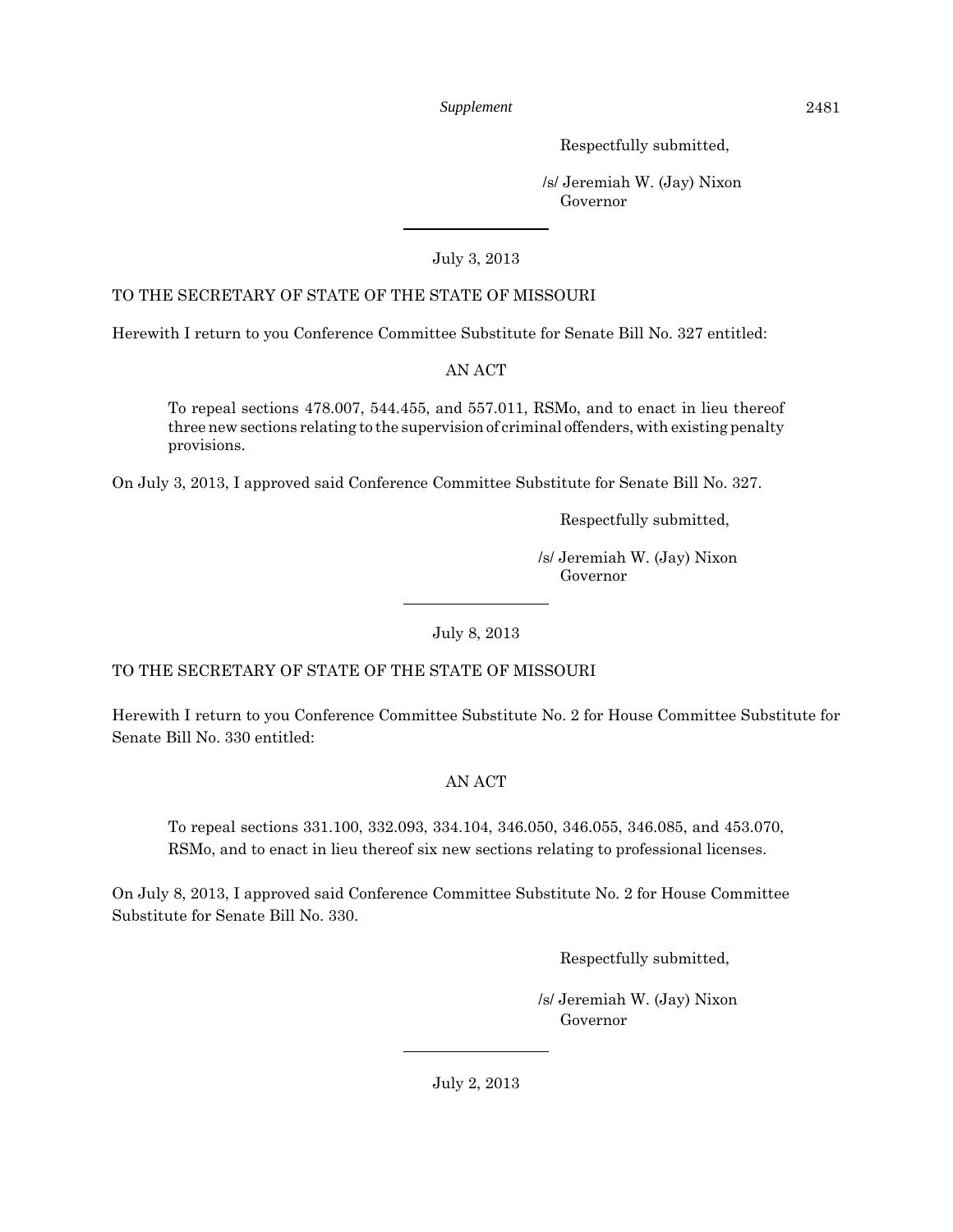Respectfully submitted,

/s/ Jeremiah W. (Jay) Nixon
Governor

---

July 3, 2013

TO THE SECRETARY OF STATE OF THE STATE OF MISSOURI

Herewith I return to you Conference Committee Substitute for Senate Bill No. 327 entitled:

AN ACT

> To repeal sections 478.007, 544.455, and 557.011, RSMo, and to enact in lieu thereof three new sections relating to the supervision of criminal offenders, with existing penalty provisions.

On July 3, 2013, I approved said Conference Committee Substitute for Senate Bill No. 327.

Respectfully submitted,

/s/ Jeremiah W. (Jay) Nixon
Governor

---

July 8, 2013

TO THE SECRETARY OF STATE OF THE STATE OF MISSOURI

Herewith I return to you Conference Committee Substitute No. 2 for House Committee Substitute for Senate Bill No. 330 entitled:

AN ACT

> To repeal sections 331.100, 332.093, 334.104, 346.050, 346.055, 346.085, and 453.070, RSMo, and to enact in lieu thereof six new sections relating to professional licenses.

On July 8, 2013, I approved said Conference Committee Substitute No. 2 for House Committee Substitute for Senate Bill No. 330.

Respectfully submitted,

/s/ Jeremiah W. (Jay) Nixon
Governor

---

July 2, 2013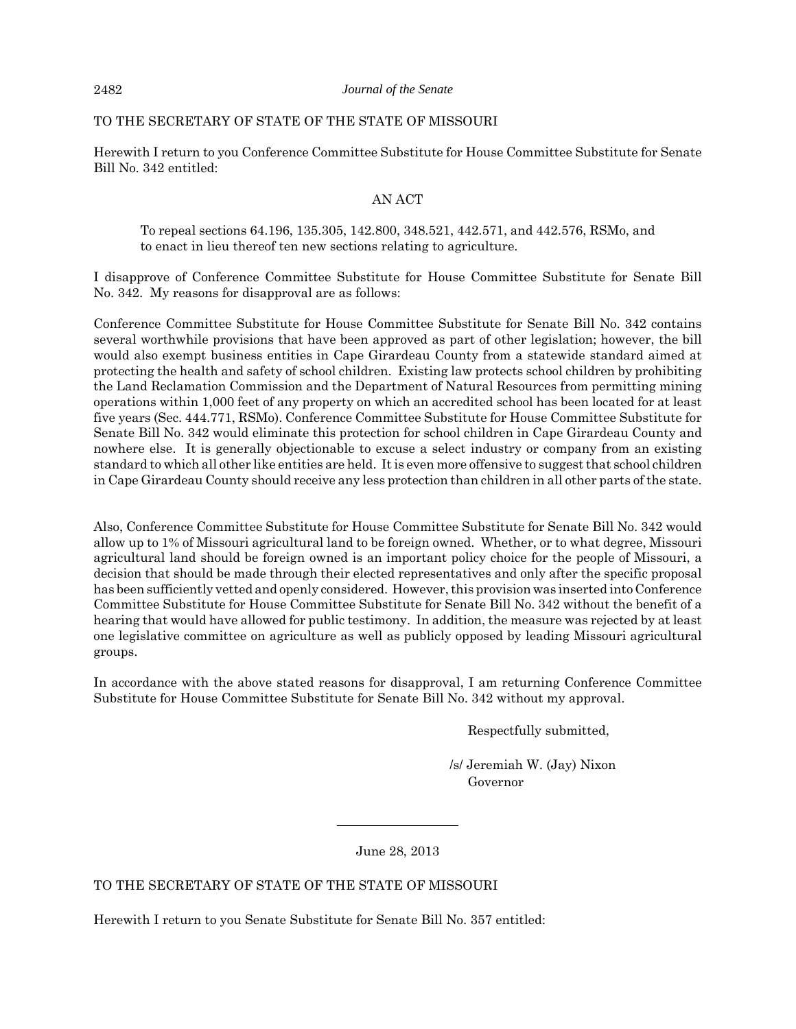TO THE SECRETARY OF STATE OF THE STATE OF MISSOURI

Herewith I return to you Conference Committee Substitute for House Committee Substitute for Senate Bill No. 342 entitled:

AN ACT

> To repeal sections 64.196, 135.305, 142.800, 348.521, 442.571, and 442.576, RSMo, and to enact in lieu thereof ten new sections relating to agriculture.

I disapprove of Conference Committee Substitute for House Committee Substitute for Senate Bill No. 342. My reasons for disapproval are as follows:

Conference Committee Substitute for House Committee Substitute for Senate Bill No. 342 contains several worthwhile provisions that have been approved as part of other legislation; however, the bill would also exempt business entities in Cape Girardeau County from a statewide standard aimed at protecting the health and safety of school children. Existing law protects school children by prohibiting the Land Reclamation Commission and the Department of Natural Resources from permitting mining operations within 1,000 feet of any property on which an accredited school has been located for at least five years (Sec. 444.771, RSMo). Conference Committee Substitute for House Committee Substitute for Senate Bill No. 342 would eliminate this protection for school children in Cape Girardeau County and nowhere else. It is generally objectionable to excuse a select industry or company from an existing standard to which all other like entities are held. It is even more offensive to suggest that school children in Cape Girardeau County should receive any less protection than children in all other parts of the state.

Also, Conference Committee Substitute for House Committee Substitute for Senate Bill No. 342 would allow up to 1% of Missouri agricultural land to be foreign owned. Whether, or to what degree, Missouri agricultural land should be foreign owned is an important policy choice for the people of Missouri, a decision that should be made through their elected representatives and only after the specific proposal has been sufficiently vetted and openly considered. However, this provision was inserted into Conference Committee Substitute for House Committee Substitute for Senate Bill No. 342 without the benefit of a hearing that would have allowed for public testimony. In addition, the measure was rejected by at least one legislative committee on agriculture as well as publicly opposed by leading Missouri agricultural groups.

In accordance with the above stated reasons for disapproval, I am returning Conference Committee Substitute for House Committee Substitute for Senate Bill No. 342 without my approval.

Respectfully submitted,

/s/ Jeremiah W. (Jay) Nixon
Governor

---

June 28, 2013

TO THE SECRETARY OF STATE OF THE STATE OF MISSOURI

Herewith I return to you Senate Substitute for Senate Bill No. 357 entitled: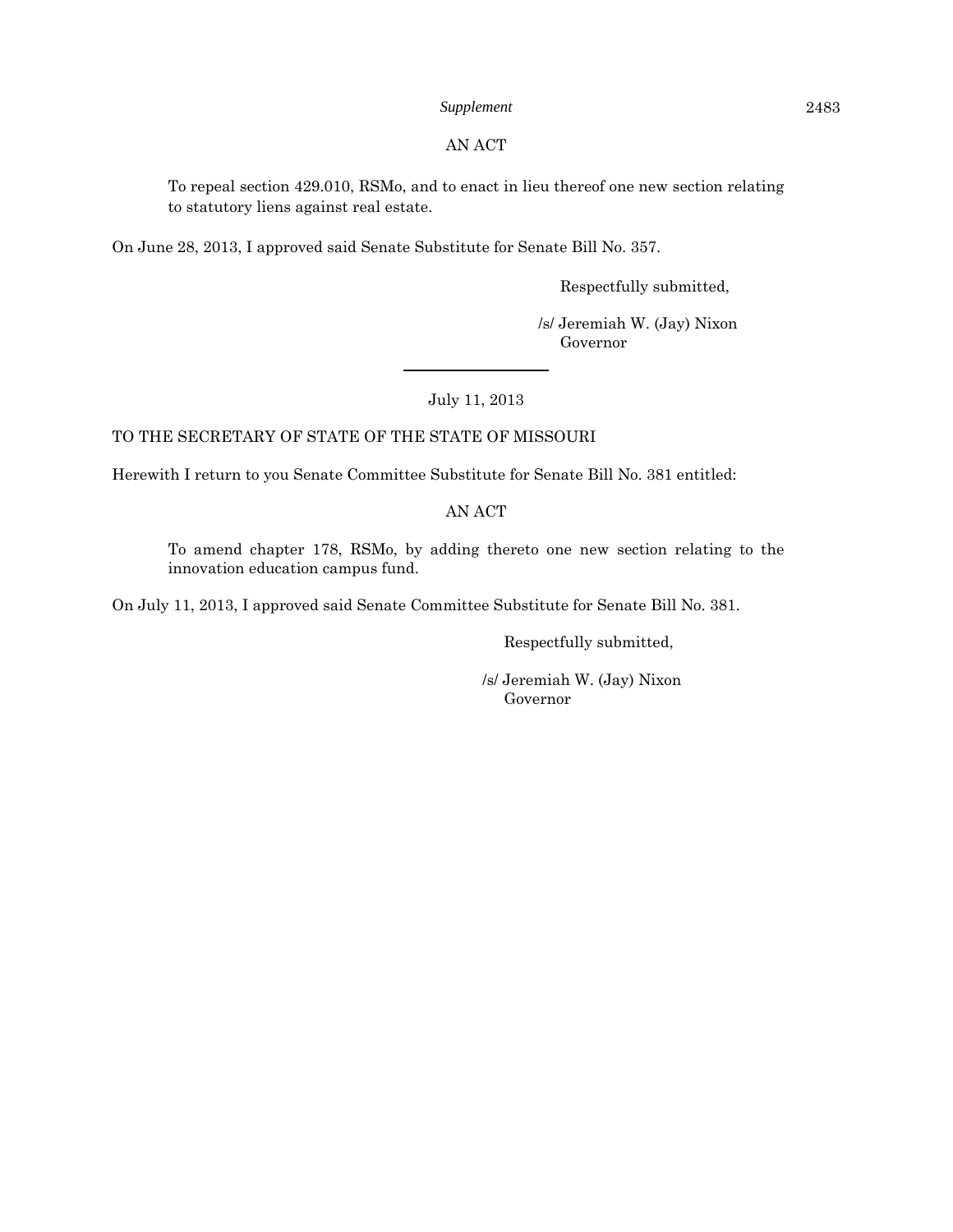AN ACT

To repeal section 429.010, RSMo, and to enact in lieu thereof one new section relating to statutory liens against real estate.

On June 28, 2013, I approved said Senate Substitute for Senate Bill No. 357.

Respectfully submitted,

/s/ Jeremiah W. (Jay) Nixon
Governor

---

July 11, 2013

TO THE SECRETARY OF STATE OF THE STATE OF MISSOURI

Herewith I return to you Senate Committee Substitute for Senate Bill No. 381 entitled:

AN ACT

To amend chapter 178, RSMo, by adding thereto one new section relating to the innovation education campus fund.

On July 11, 2013, I approved said Senate Committee Substitute for Senate Bill No. 381.

Respectfully submitted,

/s/ Jeremiah W. (Jay) Nixon
Governor